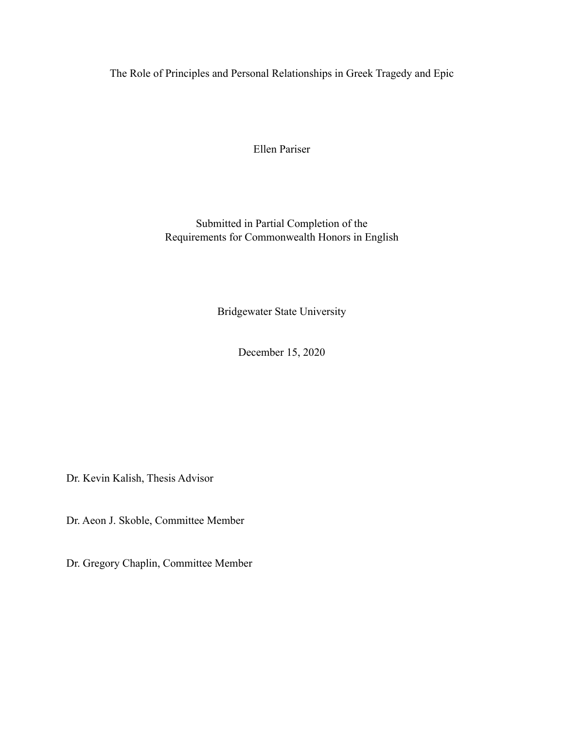# The Role of Principles and Personal Relationships in Greek Tragedy and Epic

Ellen Pariser

Submitted in Partial Completion of the
Requirements for Commonwealth Honors in English

Bridgewater State University

December 15, 2020

Dr. Kevin Kalish, Thesis Advisor

Dr. Aeon J. Skoble, Committee Member

Dr. Gregory Chaplin, Committee Member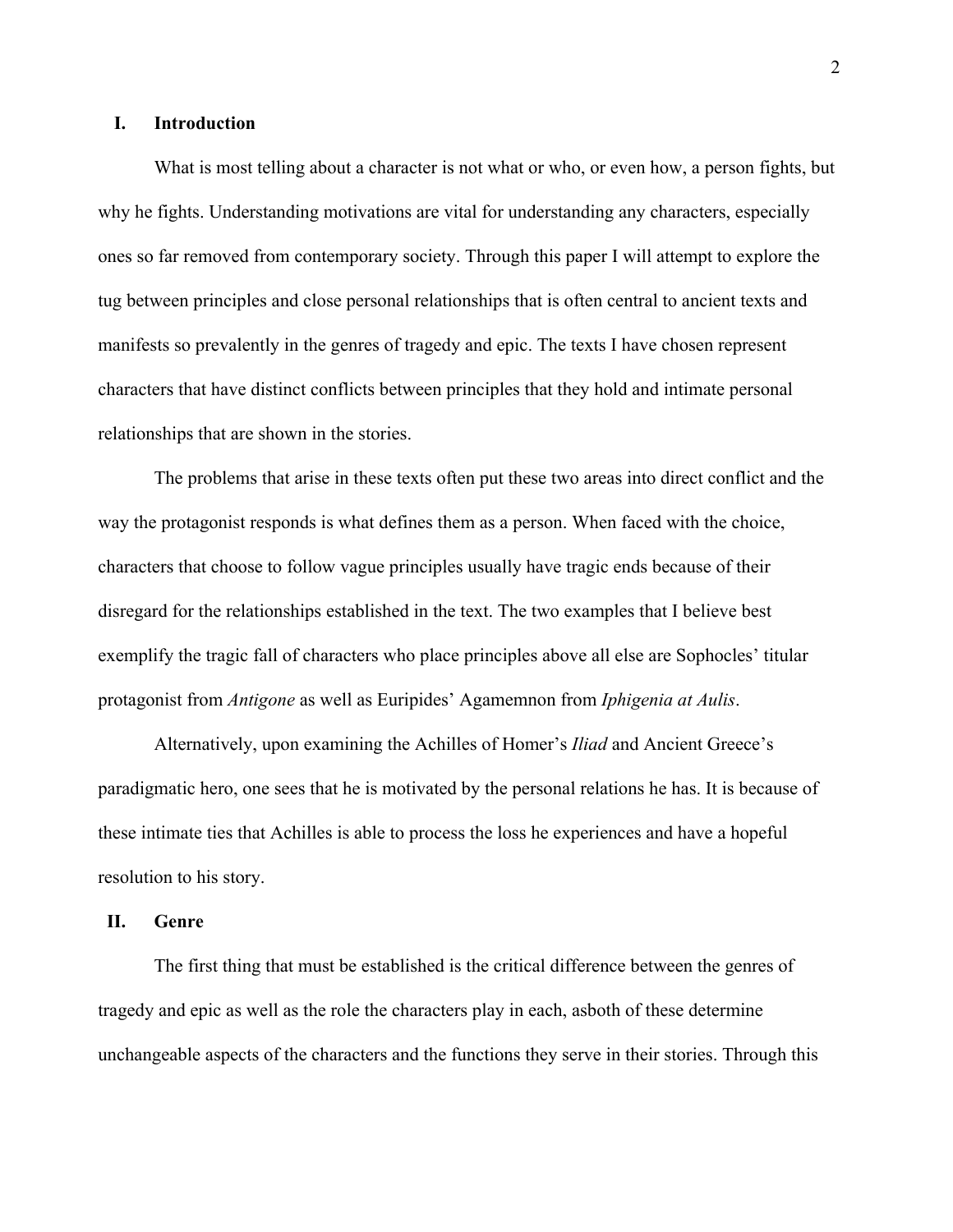## I. Introduction

What is most telling about a character is not what or who, or even how, a person fights, but why he fights. Understanding motivations are vital for understanding any characters, especially ones so far removed from contemporary society. Through this paper I will attempt to explore the tug between principles and close personal relationships that is often central to ancient texts and manifests so prevalently in the genres of tragedy and epic. The texts I have chosen represent characters that have distinct conflicts between principles that they hold and intimate personal relationships that are shown in the stories.

The problems that arise in these texts often put these two areas into direct conflict and the way the protagonist responds is what defines them as a person. When faced with the choice, characters that choose to follow vague principles usually have tragic ends because of their disregard for the relationships established in the text. The two examples that I believe best exemplify the tragic fall of characters who place principles above all else are Sophocles' titular protagonist from *Antigone* as well as Euripides' Agamemnon from *Iphigenia at Aulis*.

Alternatively, upon examining the Achilles of Homer's *Iliad* and Ancient Greece's paradigmatic hero, one sees that he is motivated by the personal relations he has. It is because of these intimate ties that Achilles is able to process the loss he experiences and have a hopeful resolution to his story.

## II. Genre

The first thing that must be established is the critical difference between the genres of tragedy and epic as well as the role the characters play in each, asboth of these determine unchangeable aspects of the characters and the functions they serve in their stories. Through this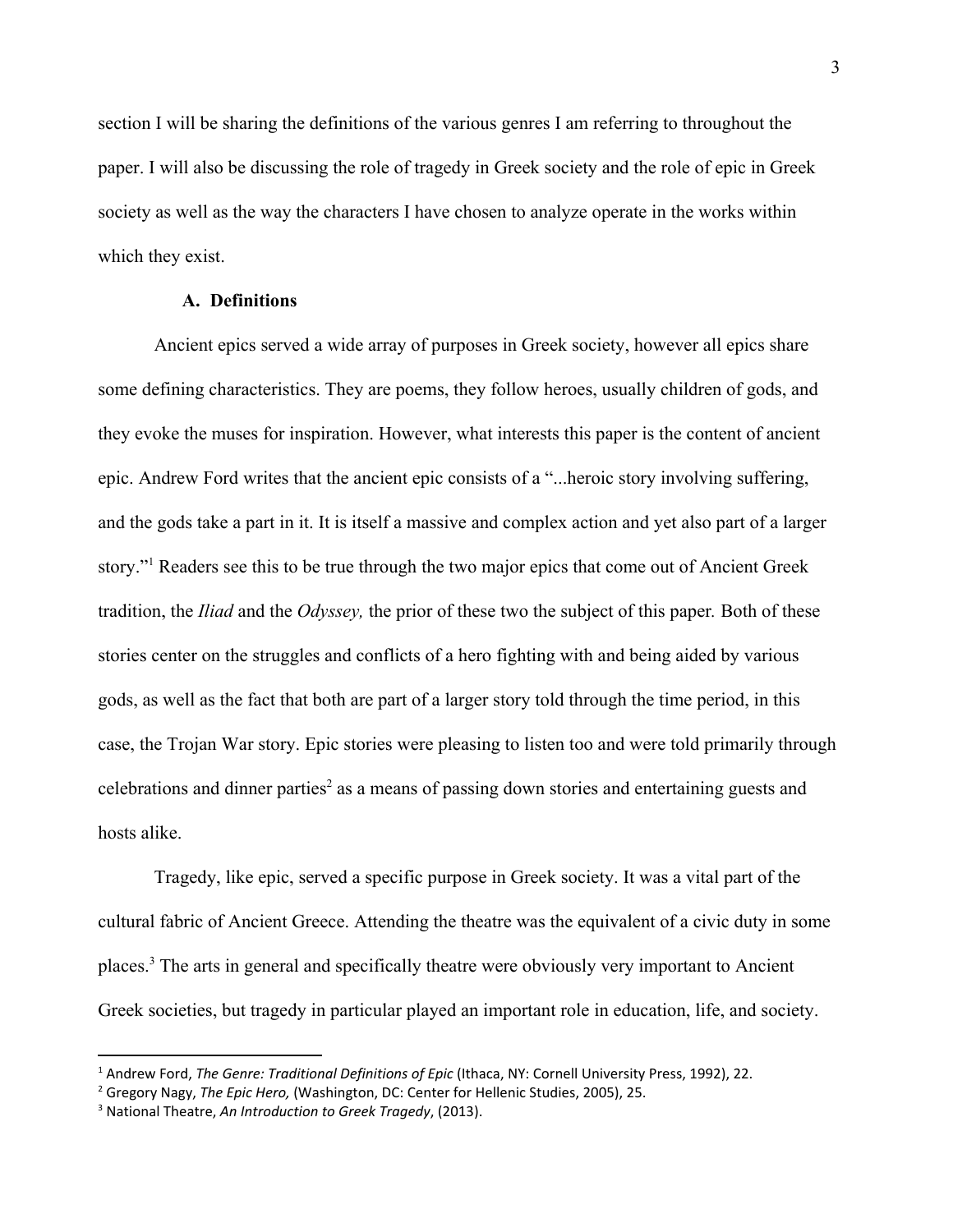section I will be sharing the definitions of the various genres I am referring to throughout the paper. I will also be discussing the role of tragedy in Greek society and the role of epic in Greek society as well as the way the characters I have chosen to analyze operate in the works within which they exist.

### A. Definitions

Ancient epics served a wide array of purposes in Greek society, however all epics share some defining characteristics. They are poems, they follow heroes, usually children of gods, and they evoke the muses for inspiration. However, what interests this paper is the content of ancient epic. Andrew Ford writes that the ancient epic consists of a "...heroic story involving suffering, and the gods take a part in it. It is itself a massive and complex action and yet also part of a larger story."[1] Readers see this to be true through the two major epics that come out of Ancient Greek tradition, the *Iliad* and the *Odyssey,* the prior of these two the subject of this paper. Both of these stories center on the struggles and conflicts of a hero fighting with and being aided by various gods, as well as the fact that both are part of a larger story told through the time period, in this case, the Trojan War story. Epic stories were pleasing to listen too and were told primarily through celebrations and dinner parties[2] as a means of passing down stories and entertaining guests and hosts alike.

Tragedy, like epic, served a specific purpose in Greek society. It was a vital part of the cultural fabric of Ancient Greece. Attending the theatre was the equivalent of a civic duty in some places.[3] The arts in general and specifically theatre were obviously very important to Ancient Greek societies, but tragedy in particular played an important role in education, life, and society.

---

[1] Andrew Ford, *The Genre: Traditional Definitions of Epic* (Ithaca, NY: Cornell University Press, 1992), 22.

[2] Gregory Nagy, *The Epic Hero,* (Washington, DC: Center for Hellenic Studies, 2005), 25.

[3] National Theatre, *An Introduction to Greek Tragedy*, (2013).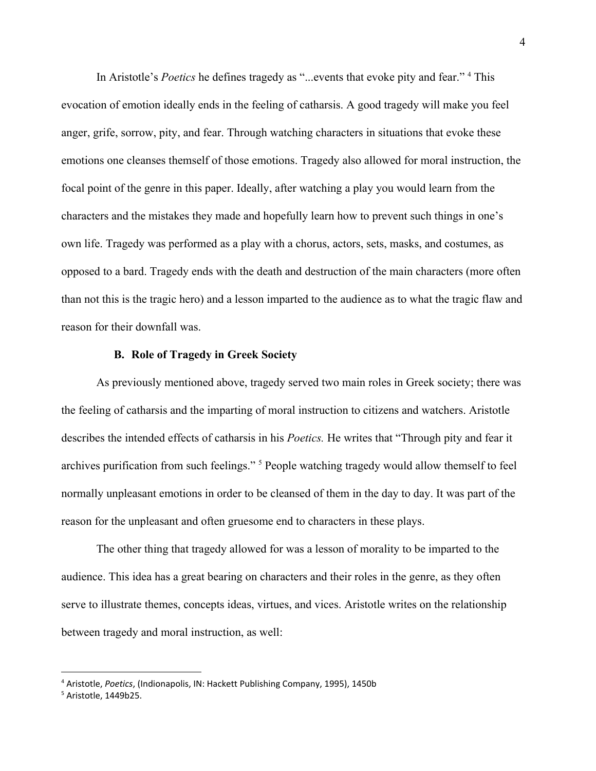In Aristotle's *Poetics* he defines tragedy as "...events that evoke pity and fear." [4] This evocation of emotion ideally ends in the feeling of catharsis. A good tragedy will make you feel anger, grife, sorrow, pity, and fear. Through watching characters in situations that evoke these emotions one cleanses themself of those emotions. Tragedy also allowed for moral instruction, the focal point of the genre in this paper. Ideally, after watching a play you would learn from the characters and the mistakes they made and hopefully learn how to prevent such things in one's own life. Tragedy was performed as a play with a chorus, actors, sets, masks, and costumes, as opposed to a bard. Tragedy ends with the death and destruction of the main characters (more often than not this is the tragic hero) and a lesson imparted to the audience as to what the tragic flaw and reason for their downfall was.

### B. Role of Tragedy in Greek Society

As previously mentioned above, tragedy served two main roles in Greek society; there was the feeling of catharsis and the imparting of moral instruction to citizens and watchers. Aristotle describes the intended effects of catharsis in his *Poetics.* He writes that "Through pity and fear it archives purification from such feelings." [5] People watching tragedy would allow themself to feel normally unpleasant emotions in order to be cleansed of them in the day to day. It was part of the reason for the unpleasant and often gruesome end to characters in these plays.

The other thing that tragedy allowed for was a lesson of morality to be imparted to the audience. This idea has a great bearing on characters and their roles in the genre, as they often serve to illustrate themes, concepts ideas, virtues, and vices. Aristotle writes on the relationship between tragedy and moral instruction, as well:

---

[4] Aristotle, *Poetics*, (Indionapolis, IN: Hackett Publishing Company, 1995), 1450b

[5] Aristotle, 1449b25.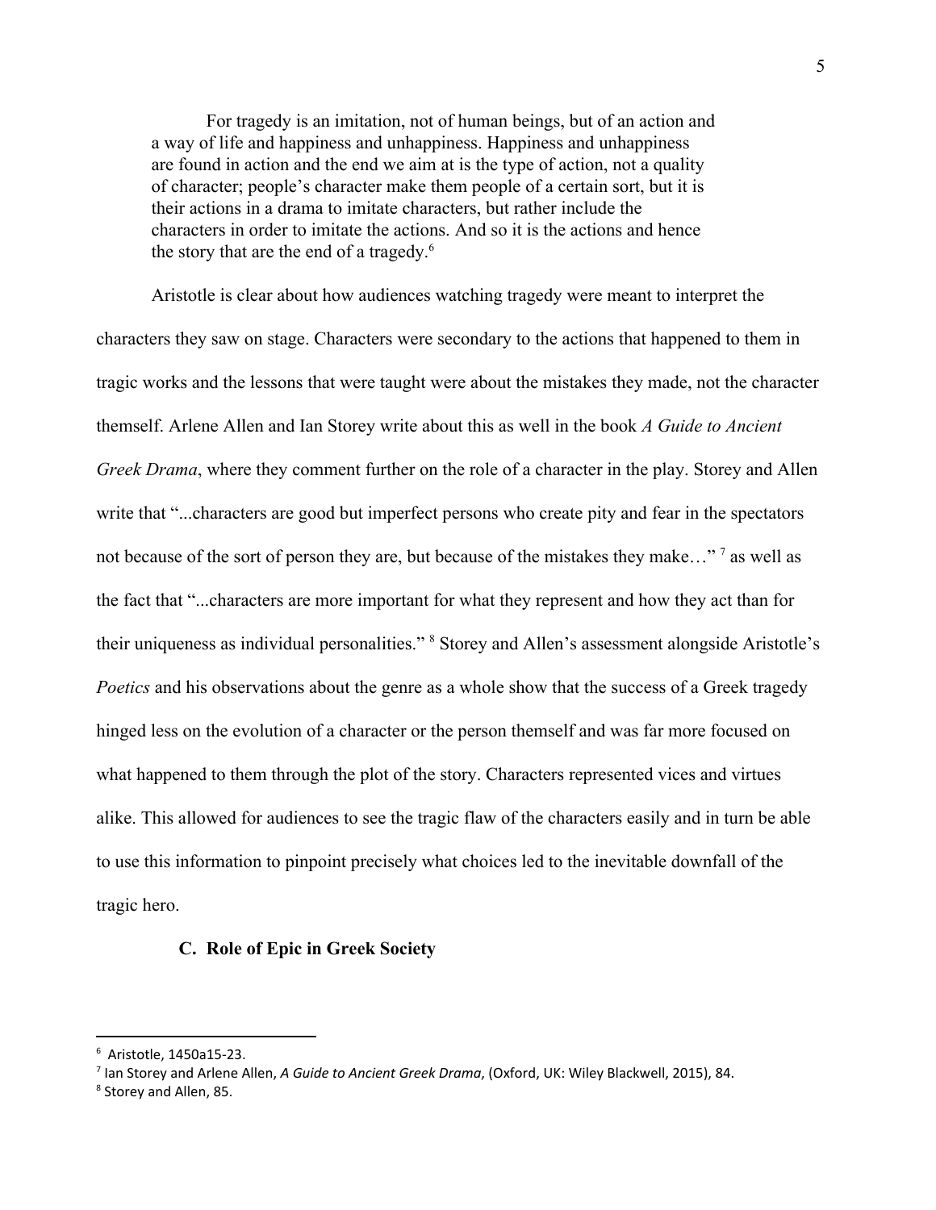> For tragedy is an imitation, not of human beings, but of an action and a way of life and happiness and unhappiness. Happiness and unhappiness are found in action and the end we aim at is the type of action, not a quality of character; people's character make them people of a certain sort, but it is their actions in a drama to imitate characters, but rather include the characters in order to imitate the actions. And so it is the actions and hence the story that are the end of a tragedy.[6]

Aristotle is clear about how audiences watching tragedy were meant to interpret the characters they saw on stage. Characters were secondary to the actions that happened to them in tragic works and the lessons that were taught were about the mistakes they made, not the character themself. Arlene Allen and Ian Storey write about this as well in the book *A Guide to Ancient Greek Drama*, where they comment further on the role of a character in the play. Storey and Allen write that "...characters are good but imperfect persons who create pity and fear in the spectators not because of the sort of person they are, but because of the mistakes they make…" [7] as well as the fact that "...characters are more important for what they represent and how they act than for their uniqueness as individual personalities." [8] Storey and Allen's assessment alongside Aristotle's *Poetics* and his observations about the genre as a whole show that the success of a Greek tragedy hinged less on the evolution of a character or the person themself and was far more focused on what happened to them through the plot of the story. Characters represented vices and virtues alike. This allowed for audiences to see the tragic flaw of the characters easily and in turn be able to use this information to pinpoint precisely what choices led to the inevitable downfall of the tragic hero.

### C. Role of Epic in Greek Society

---

[6] Aristotle, 1450a15-23.

[7] Ian Storey and Arlene Allen, *A Guide to Ancient Greek Drama*, (Oxford, UK: Wiley Blackwell, 2015), 84.

[8] Storey and Allen, 85.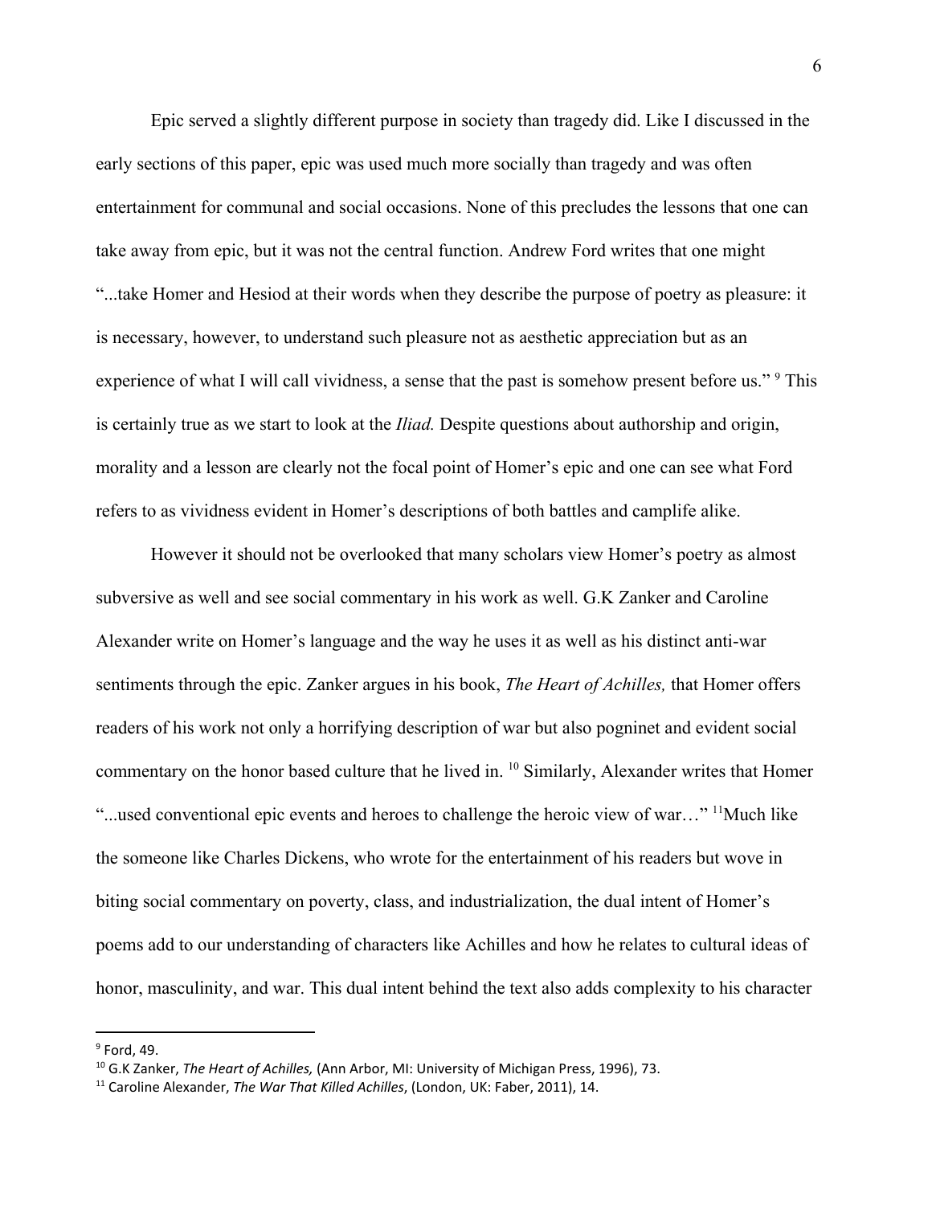Epic served a slightly different purpose in society than tragedy did. Like I discussed in the early sections of this paper, epic was used much more socially than tragedy and was often entertainment for communal and social occasions. None of this precludes the lessons that one can take away from epic, but it was not the central function. Andrew Ford writes that one might "...take Homer and Hesiod at their words when they describe the purpose of poetry as pleasure: it is necessary, however, to understand such pleasure not as aesthetic appreciation but as an experience of what I will call vividness, a sense that the past is somehow present before us." [9] This is certainly true as we start to look at the *Iliad.* Despite questions about authorship and origin, morality and a lesson are clearly not the focal point of Homer's epic and one can see what Ford refers to as vividness evident in Homer's descriptions of both battles and camplife alike.

However it should not be overlooked that many scholars view Homer's poetry as almost subversive as well and see social commentary in his work as well. G.K Zanker and Caroline Alexander write on Homer's language and the way he uses it as well as his distinct anti-war sentiments through the epic. Zanker argues in his book, *The Heart of Achilles,* that Homer offers readers of his work not only a horrifying description of war but also pogninet and evident social commentary on the honor based culture that he lived in. [10] Similarly, Alexander writes that Homer "...used conventional epic events and heroes to challenge the heroic view of war…" [11]Much like the someone like Charles Dickens, who wrote for the entertainment of his readers but wove in biting social commentary on poverty, class, and industrialization, the dual intent of Homer's poems add to our understanding of characters like Achilles and how he relates to cultural ideas of honor, masculinity, and war. This dual intent behind the text also adds complexity to his character

---

[9] Ford, 49.

[10] G.K Zanker, *The Heart of Achilles,* (Ann Arbor, MI: University of Michigan Press, 1996), 73.

[11] Caroline Alexander, *The War That Killed Achilles*, (London, UK: Faber, 2011), 14.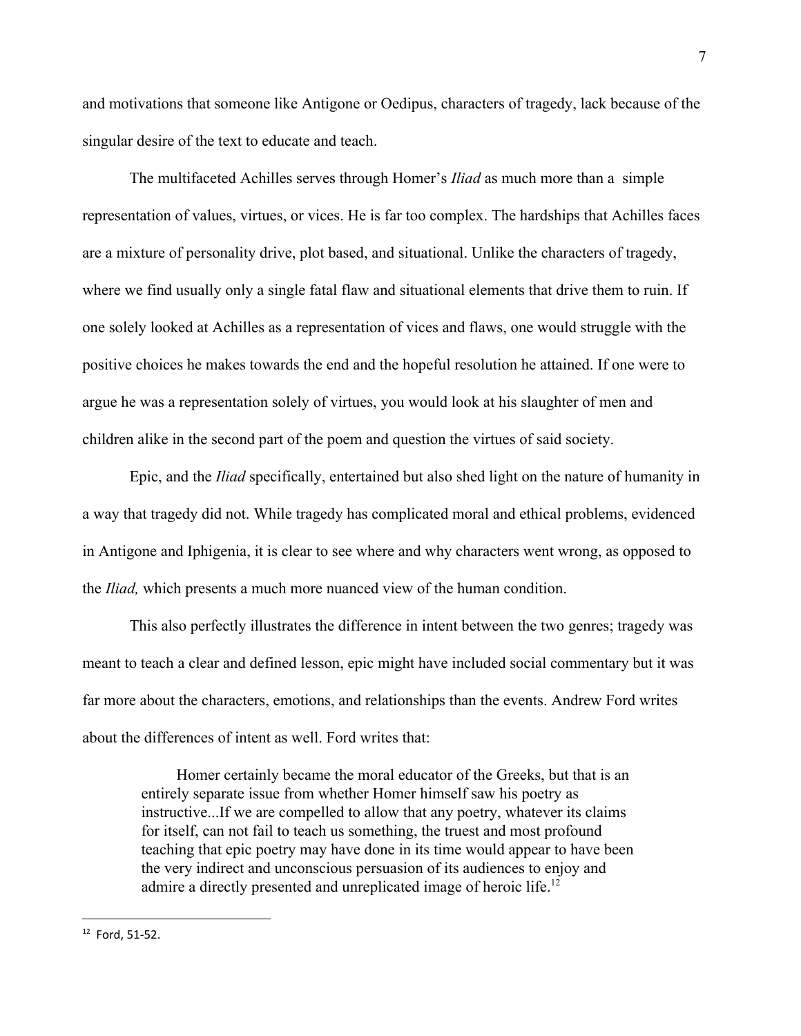and motivations that someone like Antigone or Oedipus, characters of tragedy, lack because of the singular desire of the text to educate and teach.

The multifaceted Achilles serves through Homer's *Iliad* as much more than a simple representation of values, virtues, or vices. He is far too complex. The hardships that Achilles faces are a mixture of personality drive, plot based, and situational. Unlike the characters of tragedy, where we find usually only a single fatal flaw and situational elements that drive them to ruin. If one solely looked at Achilles as a representation of vices and flaws, one would struggle with the positive choices he makes towards the end and the hopeful resolution he attained. If one were to argue he was a representation solely of virtues, you would look at his slaughter of men and children alike in the second part of the poem and question the virtues of said society.

Epic, and the *Iliad* specifically, entertained but also shed light on the nature of humanity in a way that tragedy did not. While tragedy has complicated moral and ethical problems, evidenced in Antigone and Iphigenia, it is clear to see where and why characters went wrong, as opposed to the *Iliad,* which presents a much more nuanced view of the human condition.

This also perfectly illustrates the difference in intent between the two genres; tragedy was meant to teach a clear and defined lesson, epic might have included social commentary but it was far more about the characters, emotions, and relationships than the events. Andrew Ford writes about the differences of intent as well. Ford writes that:

> Homer certainly became the moral educator of the Greeks, but that is an entirely separate issue from whether Homer himself saw his poetry as instructive...If we are compelled to allow that any poetry, whatever its claims for itself, can not fail to teach us something, the truest and most profound teaching that epic poetry may have done in its time would appear to have been the very indirect and unconscious persuasion of its audiences to enjoy and admire a directly presented and unreplicated image of heroic life.[12]

---

[12] Ford, 51-52.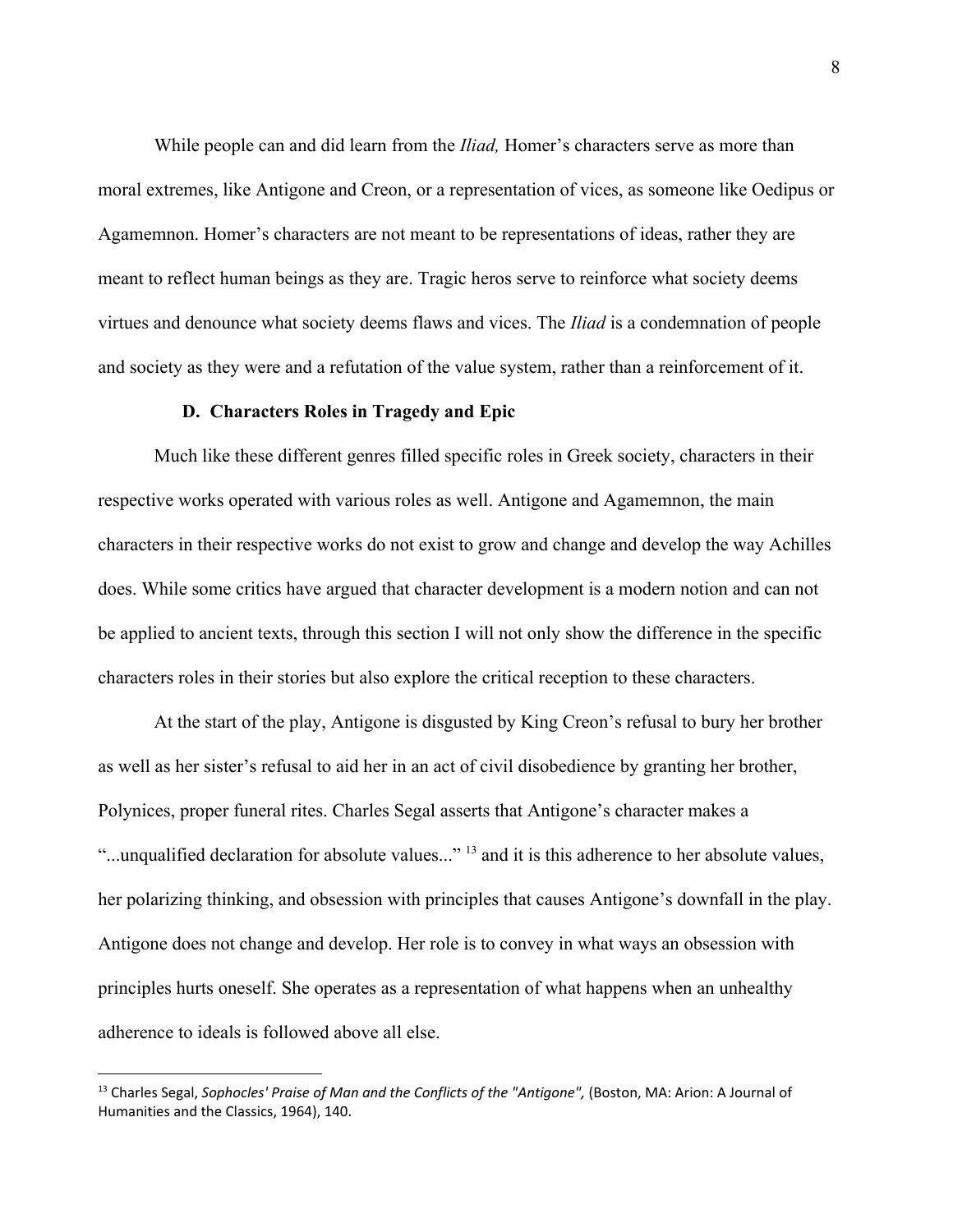While people can and did learn from the *Iliad,* Homer's characters serve as more than moral extremes, like Antigone and Creon, or a representation of vices, as someone like Oedipus or Agamemnon. Homer's characters are not meant to be representations of ideas, rather they are meant to reflect human beings as they are. Tragic heros serve to reinforce what society deems virtues and denounce what society deems flaws and vices. The *Iliad* is a condemnation of people and society as they were and a refutation of the value system, rather than a reinforcement of it.

### D. Characters Roles in Tragedy and Epic

Much like these different genres filled specific roles in Greek society, characters in their respective works operated with various roles as well. Antigone and Agamemnon, the main characters in their respective works do not exist to grow and change and develop the way Achilles does. While some critics have argued that character development is a modern notion and can not be applied to ancient texts, through this section I will not only show the difference in the specific characters roles in their stories but also explore the critical reception to these characters.

At the start of the play, Antigone is disgusted by King Creon's refusal to bury her brother as well as her sister's refusal to aid her in an act of civil disobedience by granting her brother, Polynices, proper funeral rites. Charles Segal asserts that Antigone's character makes a "...unqualified declaration for absolute values..." [13] and it is this adherence to her absolute values, her polarizing thinking, and obsession with principles that causes Antigone's downfall in the play. Antigone does not change and develop. Her role is to convey in what ways an obsession with principles hurts oneself. She operates as a representation of what happens when an unhealthy adherence to ideals is followed above all else.

---

[13] Charles Segal, *Sophocles' Praise of Man and the Conflicts of the "Antigone",* (Boston, MA: Arion: A Journal of Humanities and the Classics, 1964), 140.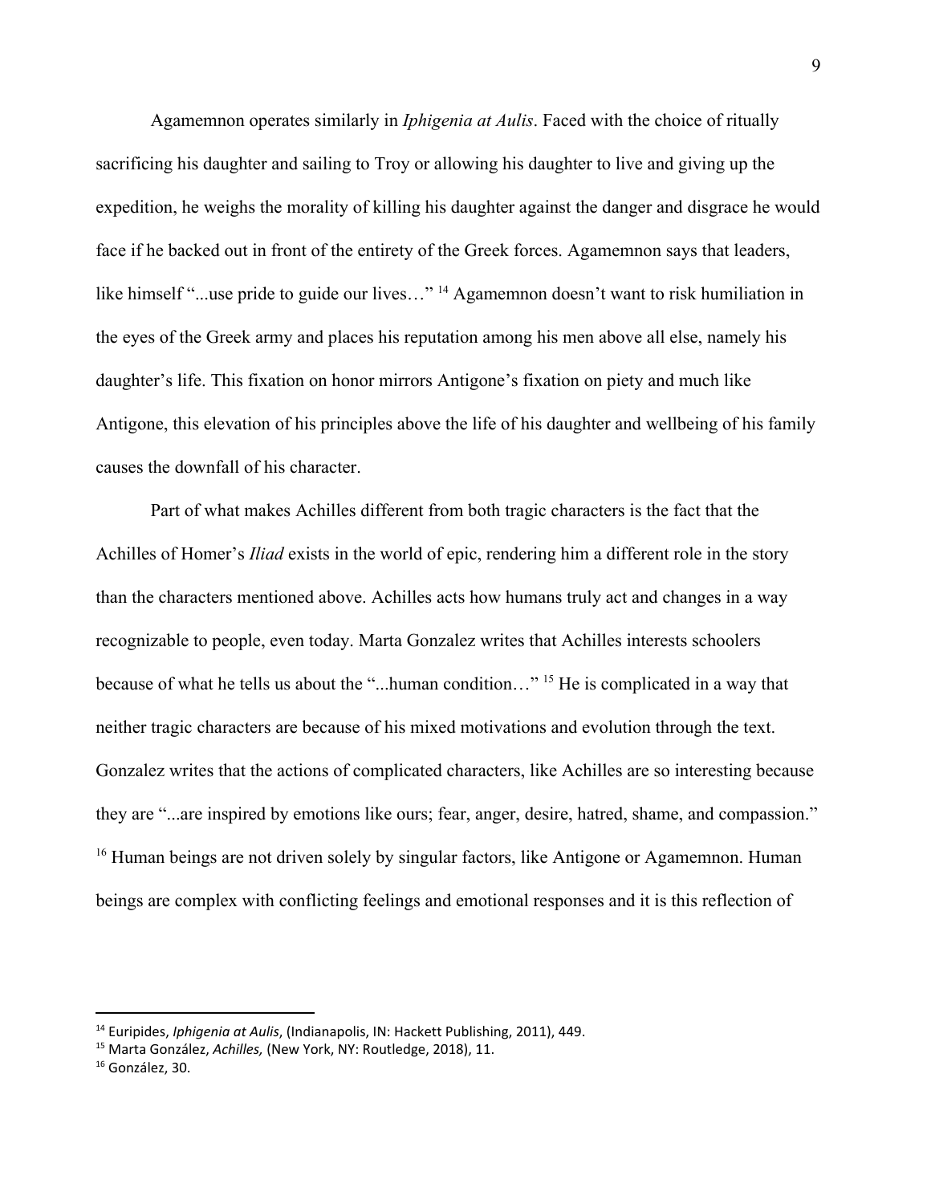Agamemnon operates similarly in *Iphigenia at Aulis*. Faced with the choice of ritually sacrificing his daughter and sailing to Troy or allowing his daughter to live and giving up the expedition, he weighs the morality of killing his daughter against the danger and disgrace he would face if he backed out in front of the entirety of the Greek forces. Agamemnon says that leaders, like himself "...use pride to guide our lives…" [14] Agamemnon doesn't want to risk humiliation in the eyes of the Greek army and places his reputation among his men above all else, namely his daughter's life. This fixation on honor mirrors Antigone's fixation on piety and much like Antigone, this elevation of his principles above the life of his daughter and wellbeing of his family causes the downfall of his character.

Part of what makes Achilles different from both tragic characters is the fact that the Achilles of Homer's *Iliad* exists in the world of epic, rendering him a different role in the story than the characters mentioned above. Achilles acts how humans truly act and changes in a way recognizable to people, even today. Marta Gonzalez writes that Achilles interests schoolers because of what he tells us about the "...human condition…" [15] He is complicated in a way that neither tragic characters are because of his mixed motivations and evolution through the text. Gonzalez writes that the actions of complicated characters, like Achilles are so interesting because they are "...are inspired by emotions like ours; fear, anger, desire, hatred, shame, and compassion." [16] Human beings are not driven solely by singular factors, like Antigone or Agamemnon. Human beings are complex with conflicting feelings and emotional responses and it is this reflection of

---

[14] Euripides, *Iphigenia at Aulis*, (Indianapolis, IN: Hackett Publishing, 2011), 449.

[15] Marta González, *Achilles,* (New York, NY: Routledge, 2018), 11.

[16] González, 30.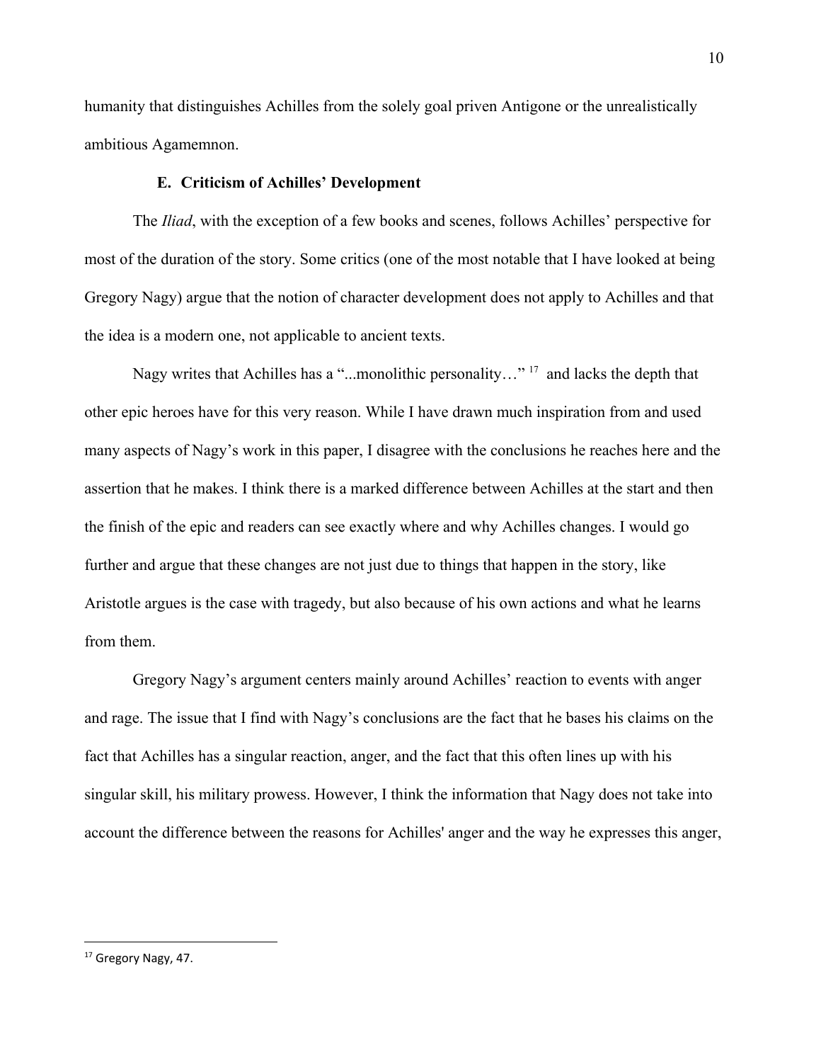humanity that distinguishes Achilles from the solely goal priven Antigone or the unrealistically ambitious Agamemnon.

### E. Criticism of Achilles' Development

The *Iliad*, with the exception of a few books and scenes, follows Achilles' perspective for most of the duration of the story. Some critics (one of the most notable that I have looked at being Gregory Nagy) argue that the notion of character development does not apply to Achilles and that the idea is a modern one, not applicable to ancient texts.

Nagy writes that Achilles has a "...monolithic personality…" [17] and lacks the depth that other epic heroes have for this very reason. While I have drawn much inspiration from and used many aspects of Nagy's work in this paper, I disagree with the conclusions he reaches here and the assertion that he makes. I think there is a marked difference between Achilles at the start and then the finish of the epic and readers can see exactly where and why Achilles changes. I would go further and argue that these changes are not just due to things that happen in the story, like Aristotle argues is the case with tragedy, but also because of his own actions and what he learns from them.

Gregory Nagy's argument centers mainly around Achilles' reaction to events with anger and rage. The issue that I find with Nagy's conclusions are the fact that he bases his claims on the fact that Achilles has a singular reaction, anger, and the fact that this often lines up with his singular skill, his military prowess. However, I think the information that Nagy does not take into account the difference between the reasons for Achilles' anger and the way he expresses this anger,

---

[17] Gregory Nagy, 47.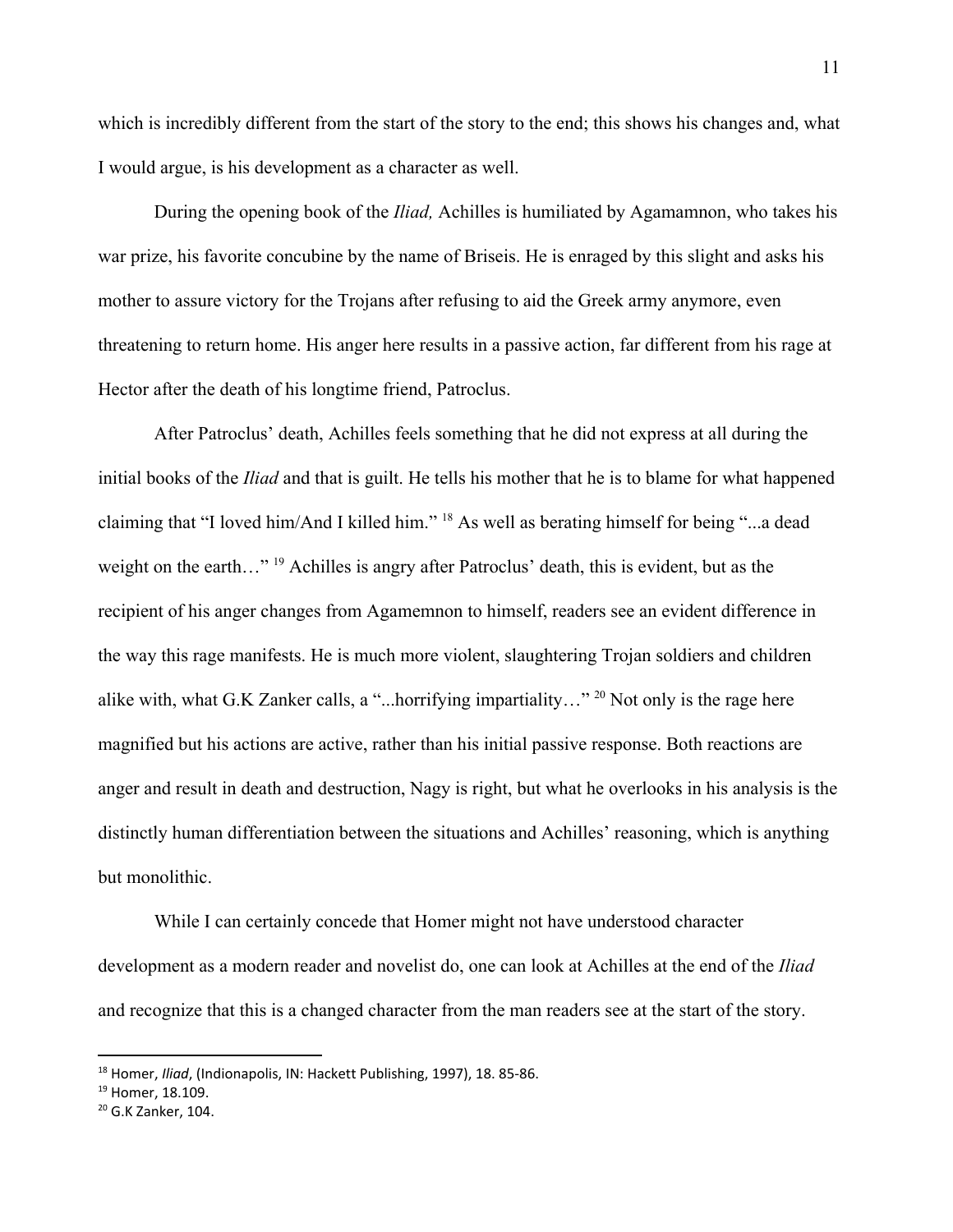which is incredibly different from the start of the story to the end; this shows his changes and, what I would argue, is his development as a character as well.

During the opening book of the *Iliad,* Achilles is humiliated by Agamamnon, who takes his war prize, his favorite concubine by the name of Briseis. He is enraged by this slight and asks his mother to assure victory for the Trojans after refusing to aid the Greek army anymore, even threatening to return home. His anger here results in a passive action, far different from his rage at Hector after the death of his longtime friend, Patroclus.

After Patroclus' death, Achilles feels something that he did not express at all during the initial books of the *Iliad* and that is guilt. He tells his mother that he is to blame for what happened claiming that "I loved him/And I killed him." [18] As well as berating himself for being "...a dead weight on the earth…" [19] Achilles is angry after Patroclus' death, this is evident, but as the recipient of his anger changes from Agamemnon to himself, readers see an evident difference in the way this rage manifests. He is much more violent, slaughtering Trojan soldiers and children alike with, what G.K Zanker calls, a "...horrifying impartiality…" [20] Not only is the rage here magnified but his actions are active, rather than his initial passive response. Both reactions are anger and result in death and destruction, Nagy is right, but what he overlooks in his analysis is the distinctly human differentiation between the situations and Achilles' reasoning, which is anything but monolithic.

While I can certainly concede that Homer might not have understood character development as a modern reader and novelist do, one can look at Achilles at the end of the *Iliad* and recognize that this is a changed character from the man readers see at the start of the story.

---

[18] Homer, *Iliad*, (Indionapolis, IN: Hackett Publishing, 1997), 18. 85-86.

[19] Homer, 18.109.

[20] G.K Zanker, 104.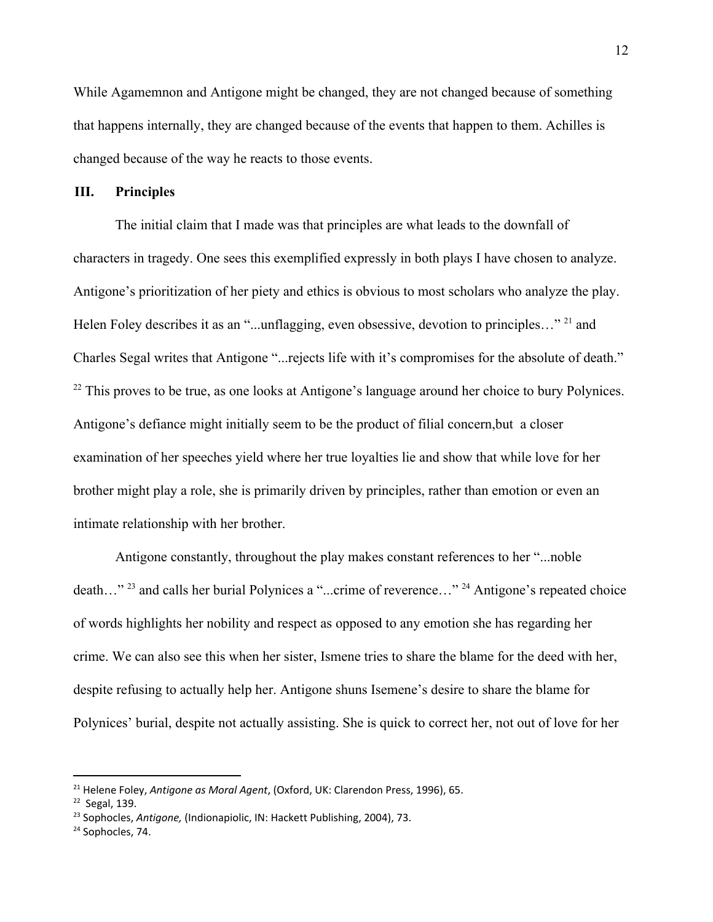While Agamemnon and Antigone might be changed, they are not changed because of something that happens internally, they are changed because of the events that happen to them. Achilles is changed because of the way he reacts to those events.

## III. Principles

The initial claim that I made was that principles are what leads to the downfall of characters in tragedy. One sees this exemplified expressly in both plays I have chosen to analyze. Antigone's prioritization of her piety and ethics is obvious to most scholars who analyze the play. Helen Foley describes it as an "...unflagging, even obsessive, devotion to principles…" [21] and Charles Segal writes that Antigone "...rejects life with it's compromises for the absolute of death." [22] This proves to be true, as one looks at Antigone's language around her choice to bury Polynices. Antigone's defiance might initially seem to be the product of filial concern,but  a closer examination of her speeches yield where her true loyalties lie and show that while love for her brother might play a role, she is primarily driven by principles, rather than emotion or even an intimate relationship with her brother.

Antigone constantly, throughout the play makes constant references to her "...noble death…" [23] and calls her burial Polynices a "...crime of reverence…" [24] Antigone's repeated choice of words highlights her nobility and respect as opposed to any emotion she has regarding her crime. We can also see this when her sister, Ismene tries to share the blame for the deed with her, despite refusing to actually help her. Antigone shuns Isemene's desire to share the blame for Polynices' burial, despite not actually assisting. She is quick to correct her, not out of love for her

---

[21] Helene Foley, *Antigone as Moral Agent*, (Oxford, UK: Clarendon Press, 1996), 65.

[22] Segal, 139.

[23] Sophocles, *Antigone,* (Indionapiolic, IN: Hackett Publishing, 2004), 73.

[24] Sophocles, 74.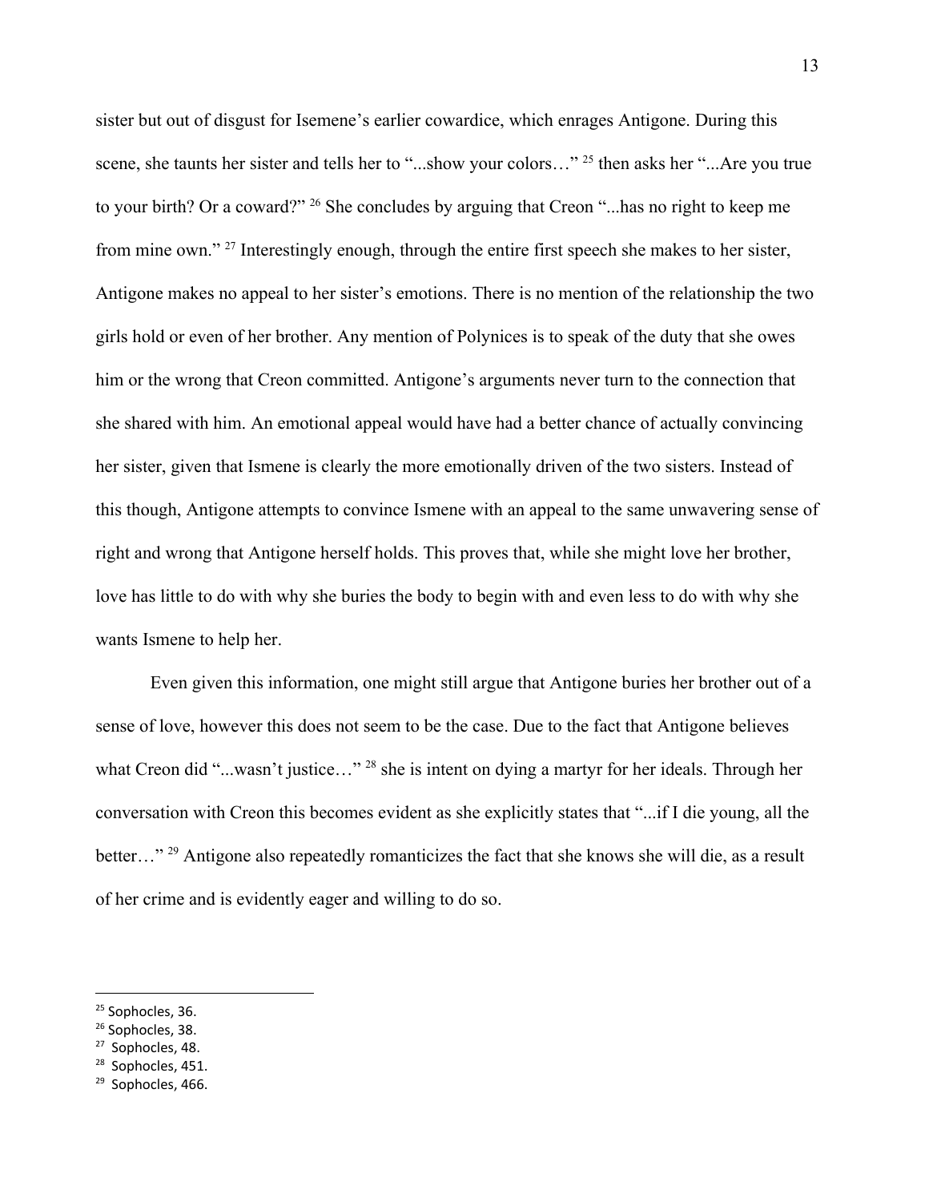sister but out of disgust for Isemene's earlier cowardice, which enrages Antigone. During this scene, she taunts her sister and tells her to "...show your colors…" [25] then asks her "...Are you true to your birth? Or a coward?" [26] She concludes by arguing that Creon "...has no right to keep me from mine own." [27] Interestingly enough, through the entire first speech she makes to her sister, Antigone makes no appeal to her sister's emotions. There is no mention of the relationship the two girls hold or even of her brother. Any mention of Polynices is to speak of the duty that she owes him or the wrong that Creon committed. Antigone's arguments never turn to the connection that she shared with him. An emotional appeal would have had a better chance of actually convincing her sister, given that Ismene is clearly the more emotionally driven of the two sisters. Instead of this though, Antigone attempts to convince Ismene with an appeal to the same unwavering sense of right and wrong that Antigone herself holds. This proves that, while she might love her brother, love has little to do with why she buries the body to begin with and even less to do with why she wants Ismene to help her.

Even given this information, one might still argue that Antigone buries her brother out of a sense of love, however this does not seem to be the case. Due to the fact that Antigone believes what Creon did "...wasn't justice…" [28] she is intent on dying a martyr for her ideals. Through her conversation with Creon this becomes evident as she explicitly states that "...if I die young, all the better…" [29] Antigone also repeatedly romanticizes the fact that she knows she will die, as a result of her crime and is evidently eager and willing to do so.

---

[25] Sophocles, 36.
[26] Sophocles, 38.
[27] Sophocles, 48.
[28] Sophocles, 451.
[29] Sophocles, 466.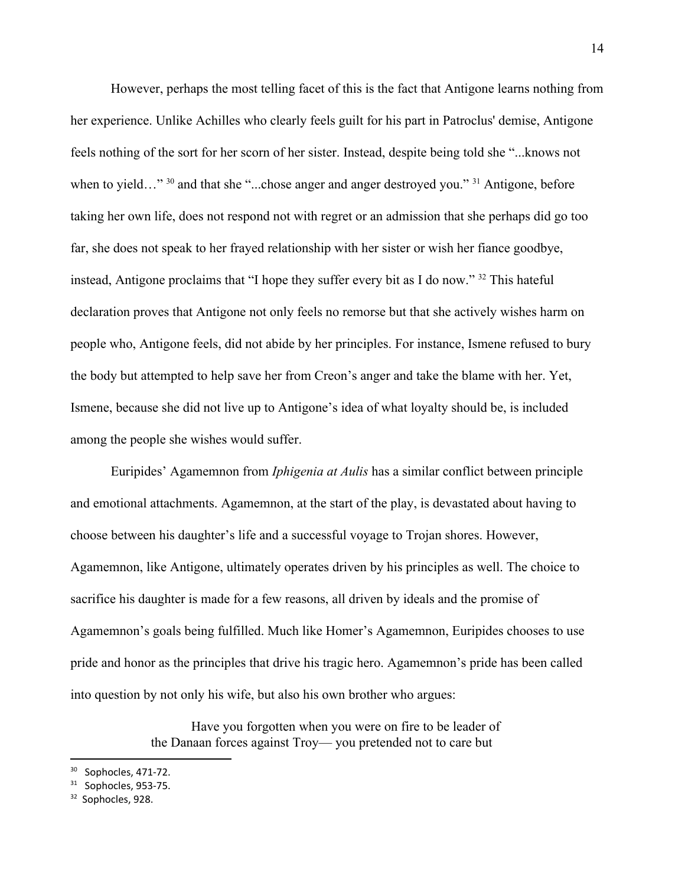However, perhaps the most telling facet of this is the fact that Antigone learns nothing from her experience. Unlike Achilles who clearly feels guilt for his part in Patroclus' demise, Antigone feels nothing of the sort for her scorn of her sister. Instead, despite being told she "...knows not when to yield…" [30] and that she "...chose anger and anger destroyed you." [31] Antigone, before taking her own life, does not respond not with regret or an admission that she perhaps did go too far, she does not speak to her frayed relationship with her sister or wish her fiance goodbye, instead, Antigone proclaims that "I hope they suffer every bit as I do now." [32] This hateful declaration proves that Antigone not only feels no remorse but that she actively wishes harm on people who, Antigone feels, did not abide by her principles. For instance, Ismene refused to bury the body but attempted to help save her from Creon's anger and take the blame with her. Yet, Ismene, because she did not live up to Antigone's idea of what loyalty should be, is included among the people she wishes would suffer.

Euripides' Agamemnon from *Iphigenia at Aulis* has a similar conflict between principle and emotional attachments. Agamemnon, at the start of the play, is devastated about having to choose between his daughter's life and a successful voyage to Trojan shores. However, Agamemnon, like Antigone, ultimately operates driven by his principles as well. The choice to sacrifice his daughter is made for a few reasons, all driven by ideals and the promise of Agamemnon's goals being fulfilled. Much like Homer's Agamemnon, Euripides chooses to use pride and honor as the principles that drive his tragic hero. Agamemnon's pride has been called into question by not only his wife, but also his own brother who argues:

> Have you forgotten when you were on fire to be leader of
> the Danaan forces against Troy— you pretended not to care but

[30] Sophocles, 471-72.
[31] Sophocles, 953-75.
[32] Sophocles, 928.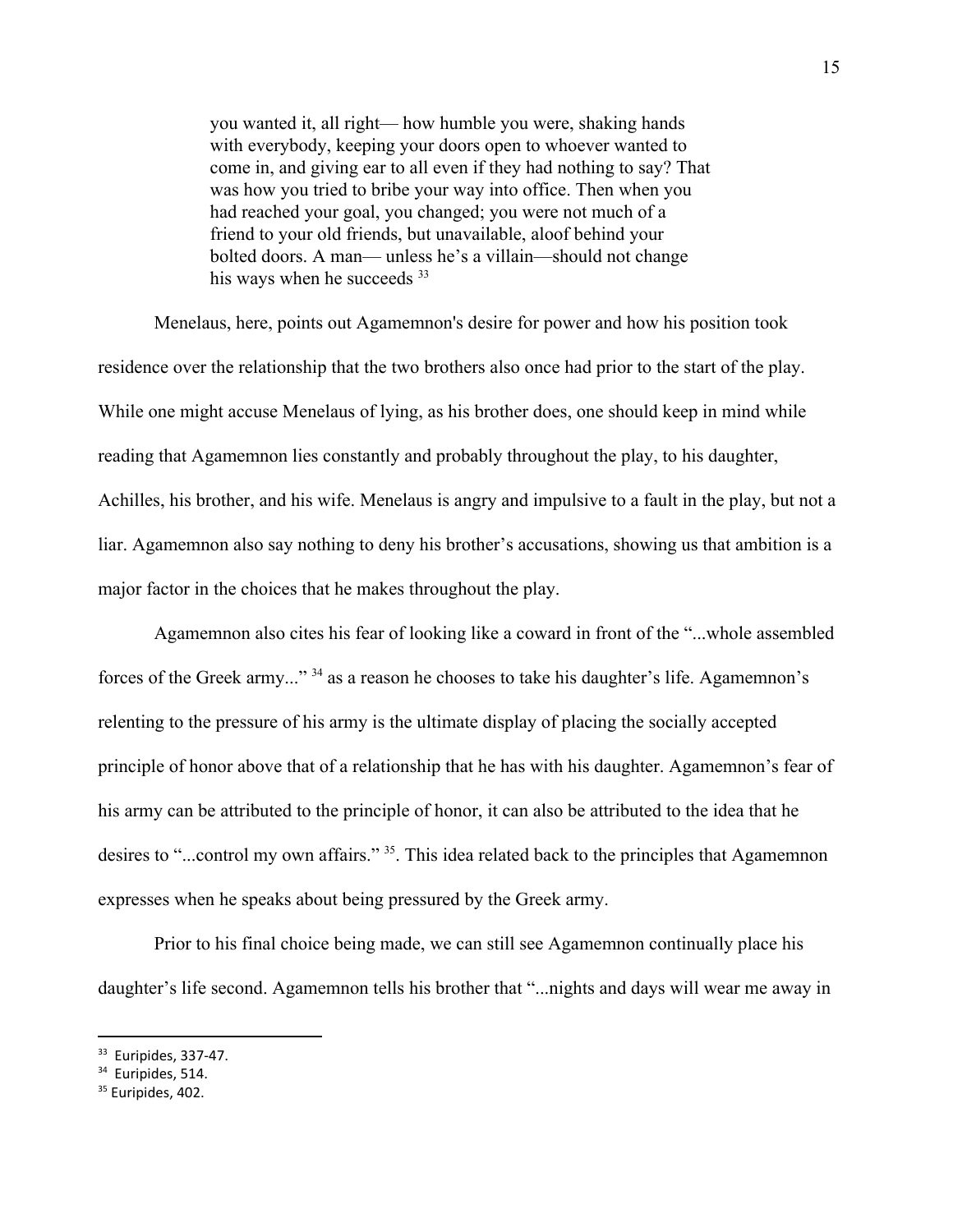> you wanted it, all right— how humble you were, shaking hands with everybody, keeping your doors open to whoever wanted to come in, and giving ear to all even if they had nothing to say? That was how you tried to bribe your way into office. Then when you had reached your goal, you changed; you were not much of a friend to your old friends, but unavailable, aloof behind your bolted doors. A man— unless he's a villain—should not change his ways when he succeeds [33]

Menelaus, here, points out Agamemnon's desire for power and how his position took residence over the relationship that the two brothers also once had prior to the start of the play. While one might accuse Menelaus of lying, as his brother does, one should keep in mind while reading that Agamemnon lies constantly and probably throughout the play, to his daughter, Achilles, his brother, and his wife. Menelaus is angry and impulsive to a fault in the play, but not a liar. Agamemnon also say nothing to deny his brother's accusations, showing us that ambition is a major factor in the choices that he makes throughout the play.

Agamemnon also cites his fear of looking like a coward in front of the "...whole assembled forces of the Greek army..." [34] as a reason he chooses to take his daughter's life. Agamemnon's relenting to the pressure of his army is the ultimate display of placing the socially accepted principle of honor above that of a relationship that he has with his daughter. Agamemnon's fear of his army can be attributed to the principle of honor, it can also be attributed to the idea that he desires to "...control my own affairs." [35]. This idea related back to the principles that Agamemnon expresses when he speaks about being pressured by the Greek army.

Prior to his final choice being made, we can still see Agamemnon continually place his daughter's life second. Agamemnon tells his brother that "...nights and days will wear me away in

---

[33] Euripides, 337-47.

[34] Euripides, 514.

[35] Euripides, 402.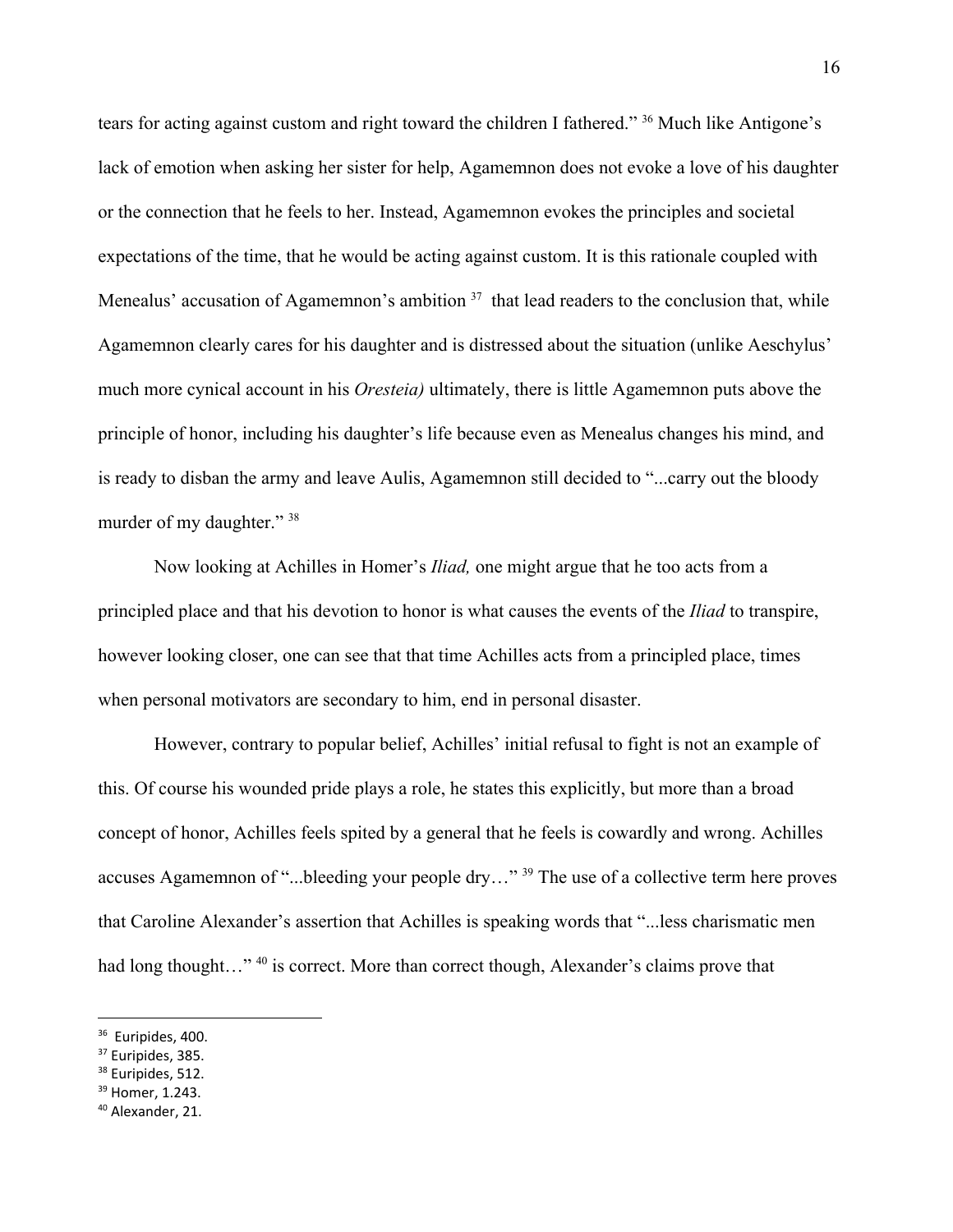tears for acting against custom and right toward the children I fathered."[36] Much like Antigone's lack of emotion when asking her sister for help, Agamemnon does not evoke a love of his daughter or the connection that he feels to her. Instead, Agamemnon evokes the principles and societal expectations of the time, that he would be acting against custom. It is this rationale coupled with Menealus' accusation of Agamemnon's ambition[37] that lead readers to the conclusion that, while Agamemnon clearly cares for his daughter and is distressed about the situation (unlike Aeschylus' much more cynical account in his *Oresteia)* ultimately, there is little Agamemnon puts above the principle of honor, including his daughter's life because even as Menealus changes his mind, and is ready to disban the army and leave Aulis, Agamemnon still decided to "...carry out the bloody murder of my daughter."[38]

Now looking at Achilles in Homer's *Iliad,* one might argue that he too acts from a principled place and that his devotion to honor is what causes the events of the *Iliad* to transpire, however looking closer, one can see that that time Achilles acts from a principled place, times when personal motivators are secondary to him, end in personal disaster.

However, contrary to popular belief, Achilles' initial refusal to fight is not an example of this. Of course his wounded pride plays a role, he states this explicitly, but more than a broad concept of honor, Achilles feels spited by a general that he feels is cowardly and wrong. Achilles accuses Agamemnon of "...bleeding your people dry…"[39] The use of a collective term here proves that Caroline Alexander's assertion that Achilles is speaking words that "...less charismatic men had long thought…"[40] is correct. More than correct though, Alexander's claims prove that

---

[36] Euripides, 400.
[37] Euripides, 385.
[38] Euripides, 512.
[39] Homer, 1.243.
[40] Alexander, 21.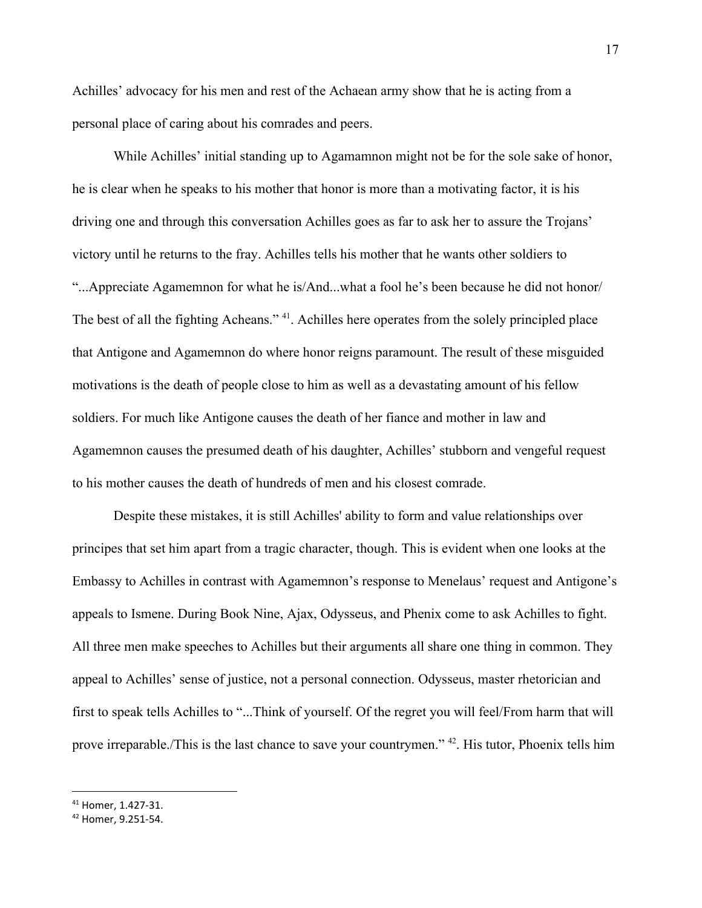Achilles' advocacy for his men and rest of the Achaean army show that he is acting from a personal place of caring about his comrades and peers.

While Achilles' initial standing up to Agamamnon might not be for the sole sake of honor, he is clear when he speaks to his mother that honor is more than a motivating factor, it is his driving one and through this conversation Achilles goes as far to ask her to assure the Trojans' victory until he returns to the fray. Achilles tells his mother that he wants other soldiers to "...Appreciate Agamemnon for what he is/And...what a fool he's been because he did not honor/ The best of all the fighting Acheans." [41]. Achilles here operates from the solely principled place that Antigone and Agamemnon do where honor reigns paramount. The result of these misguided motivations is the death of people close to him as well as a devastating amount of his fellow soldiers. For much like Antigone causes the death of her fiance and mother in law and Agamemnon causes the presumed death of his daughter, Achilles' stubborn and vengeful request to his mother causes the death of hundreds of men and his closest comrade.

Despite these mistakes, it is still Achilles' ability to form and value relationships over principes that set him apart from a tragic character, though. This is evident when one looks at the Embassy to Achilles in contrast with Agamemnon's response to Menelaus' request and Antigone's appeals to Ismene. During Book Nine, Ajax, Odysseus, and Phenix come to ask Achilles to fight. All three men make speeches to Achilles but their arguments all share one thing in common. They appeal to Achilles' sense of justice, not a personal connection. Odysseus, master rhetorician and first to speak tells Achilles to "...Think of yourself. Of the regret you will feel/From harm that will prove irreparable./This is the last chance to save your countrymen." [42]. His tutor, Phoenix tells him

---

[41] Homer, 1.427-31.

[42] Homer, 9.251-54.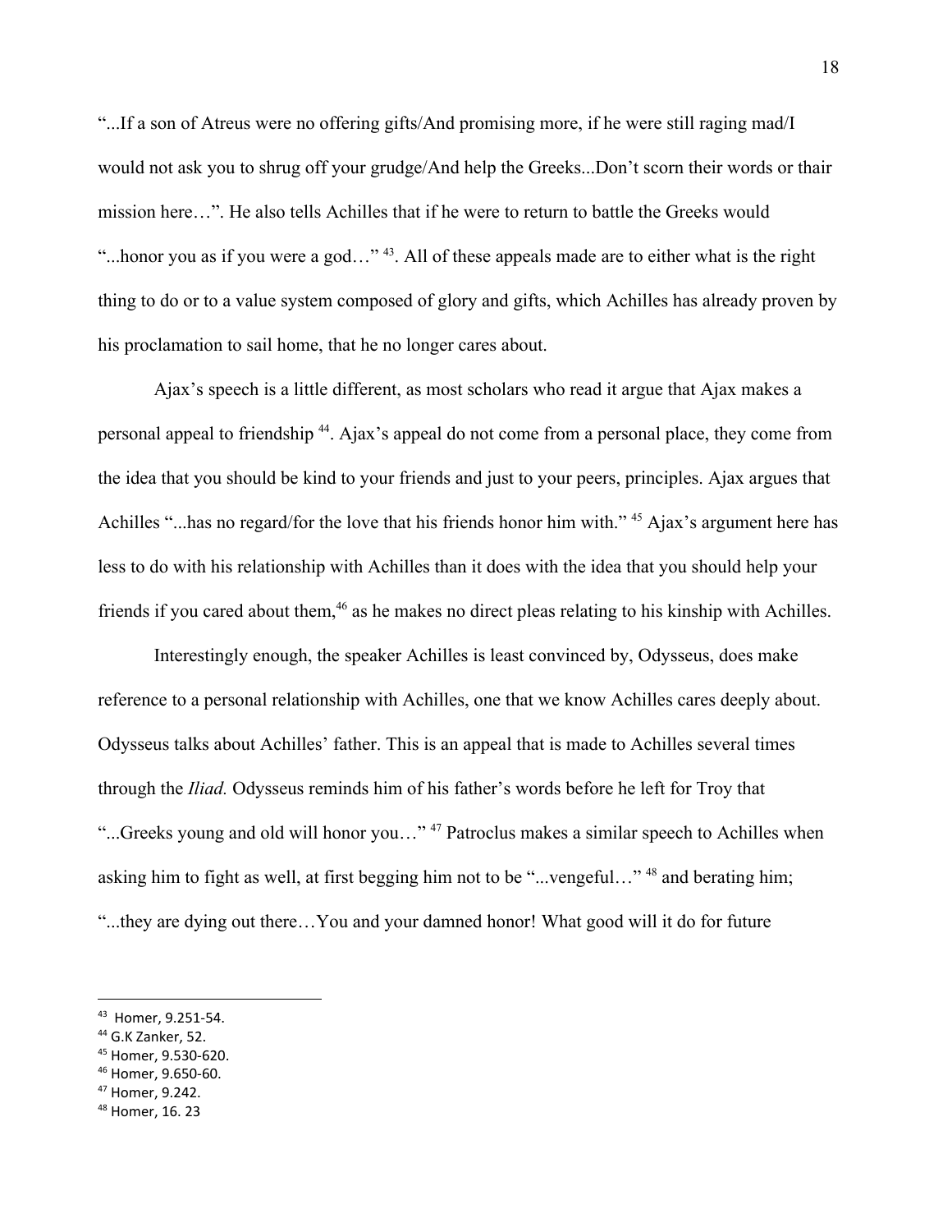"...If a son of Atreus were no offering gifts/And promising more, if he were still raging mad/I would not ask you to shrug off your grudge/And help the Greeks...Don't scorn their words or thair mission here…". He also tells Achilles that if he were to return to battle the Greeks would "...honor you as if you were a god…" [43]. All of these appeals made are to either what is the right thing to do or to a value system composed of glory and gifts, which Achilles has already proven by his proclamation to sail home, that he no longer cares about.

Ajax's speech is a little different, as most scholars who read it argue that Ajax makes a personal appeal to friendship [44]. Ajax's appeal do not come from a personal place, they come from the idea that you should be kind to your friends and just to your peers, principles. Ajax argues that Achilles "...has no regard/for the love that his friends honor him with." [45] Ajax's argument here has less to do with his relationship with Achilles than it does with the idea that you should help your friends if you cared about them,[46] as he makes no direct pleas relating to his kinship with Achilles.

Interestingly enough, the speaker Achilles is least convinced by, Odysseus, does make reference to a personal relationship with Achilles, one that we know Achilles cares deeply about. Odysseus talks about Achilles' father. This is an appeal that is made to Achilles several times through the *Iliad.* Odysseus reminds him of his father's words before he left for Troy that "...Greeks young and old will honor you…" [47] Patroclus makes a similar speech to Achilles when asking him to fight as well, at first begging him not to be "...vengeful…" [48] and berating him; "...they are dying out there…You and your damned honor! What good will it do for future

---

[43] Homer, 9.251-54.
[44] G.K Zanker, 52.
[45] Homer, 9.530-620.
[46] Homer, 9.650-60.
[47] Homer, 9.242.
[48] Homer, 16. 23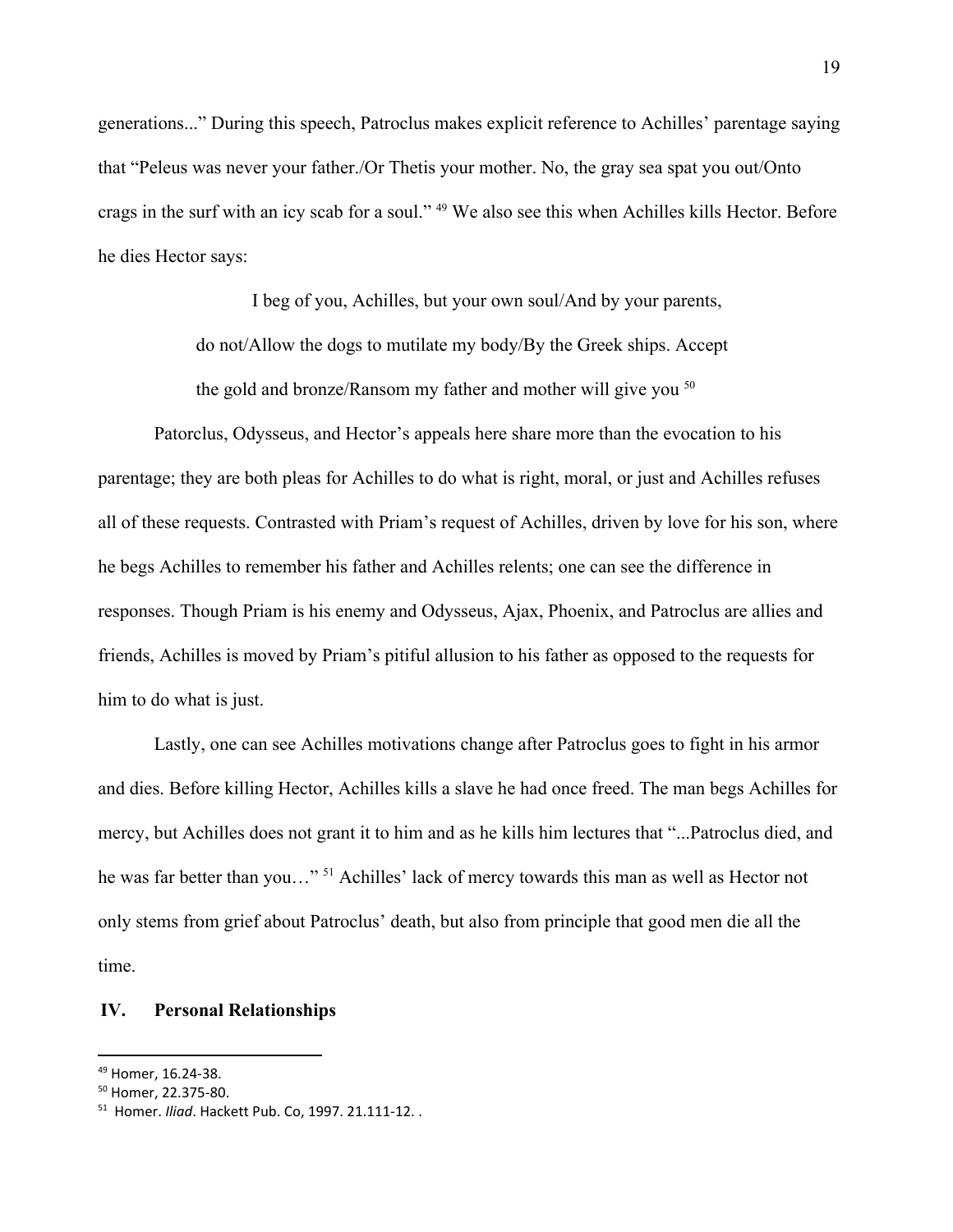generations..." During this speech, Patroclus makes explicit reference to Achilles' parentage saying that "Peleus was never your father./Or Thetis your mother. No, the gray sea spat you out/Onto crags in the surf with an icy scab for a soul." [49] We also see this when Achilles kills Hector. Before he dies Hector says:

> I beg of you, Achilles, but your own soul/And by your parents, do not/Allow the dogs to mutilate my body/By the Greek ships. Accept the gold and bronze/Ransom my father and mother will give you [50]

Patorclus, Odysseus, and Hector's appeals here share more than the evocation to his parentage; they are both pleas for Achilles to do what is right, moral, or just and Achilles refuses all of these requests. Contrasted with Priam's request of Achilles, driven by love for his son, where he begs Achilles to remember his father and Achilles relents; one can see the difference in responses. Though Priam is his enemy and Odysseus, Ajax, Phoenix, and Patroclus are allies and friends, Achilles is moved by Priam's pitiful allusion to his father as opposed to the requests for him to do what is just.

Lastly, one can see Achilles motivations change after Patroclus goes to fight in his armor and dies. Before killing Hector, Achilles kills a slave he had once freed. The man begs Achilles for mercy, but Achilles does not grant it to him and as he kills him lectures that "...Patroclus died, and he was far better than you…" [51] Achilles' lack of mercy towards this man as well as Hector not only stems from grief about Patroclus' death, but also from principle that good men die all the time.

## IV. Personal Relationships

---

[49] Homer, 16.24-38.

[50] Homer, 22.375-80.

[51] Homer. *Iliad*. Hackett Pub. Co, 1997. 21.111-12. .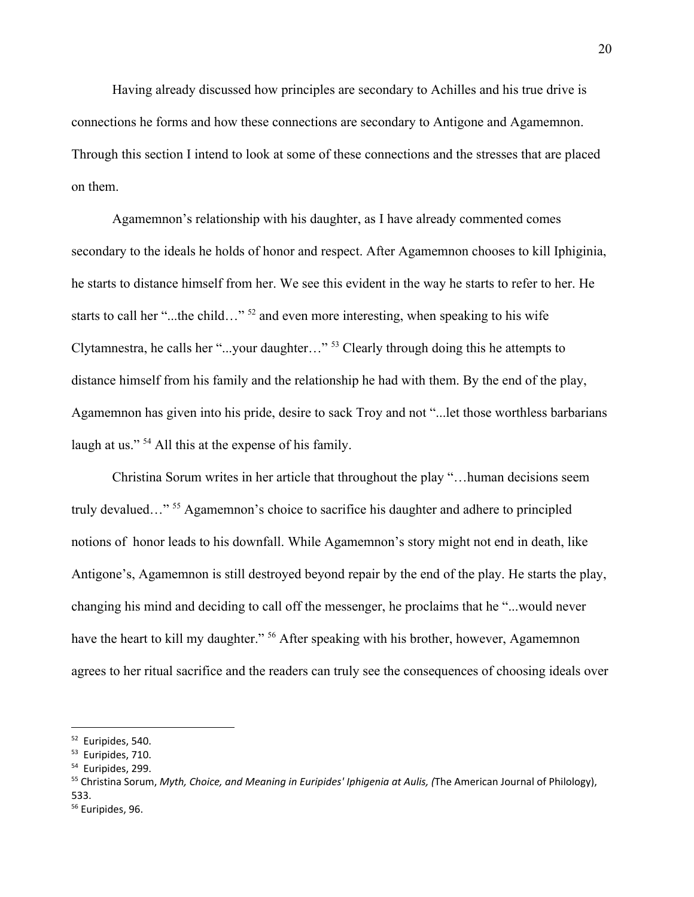Having already discussed how principles are secondary to Achilles and his true drive is connections he forms and how these connections are secondary to Antigone and Agamemnon. Through this section I intend to look at some of these connections and the stresses that are placed on them.

Agamemnon's relationship with his daughter, as I have already commented comes secondary to the ideals he holds of honor and respect. After Agamemnon chooses to kill Iphiginia, he starts to distance himself from her. We see this evident in the way he starts to refer to her. He starts to call her "...the child…" [52] and even more interesting, when speaking to his wife Clytamnestra, he calls her "...your daughter…" [53] Clearly through doing this he attempts to distance himself from his family and the relationship he had with them. By the end of the play, Agamemnon has given into his pride, desire to sack Troy and not "...let those worthless barbarians laugh at us." [54] All this at the expense of his family.

Christina Sorum writes in her article that throughout the play "…human decisions seem truly devalued…" [55] Agamemnon's choice to sacrifice his daughter and adhere to principled notions of honor leads to his downfall. While Agamemnon's story might not end in death, like Antigone's, Agamemnon is still destroyed beyond repair by the end of the play. He starts the play, changing his mind and deciding to call off the messenger, he proclaims that he "...would never have the heart to kill my daughter." [56] After speaking with his brother, however, Agamemnon agrees to her ritual sacrifice and the readers can truly see the consequences of choosing ideals over

---

[52] Euripides, 540.

[53] Euripides, 710.

[54] Euripides, 299.

[55] Christina Sorum, *Myth, Choice, and Meaning in Euripides' Iphigenia at Aulis, (*The American Journal of Philology), 533.

[56] Euripides, 96.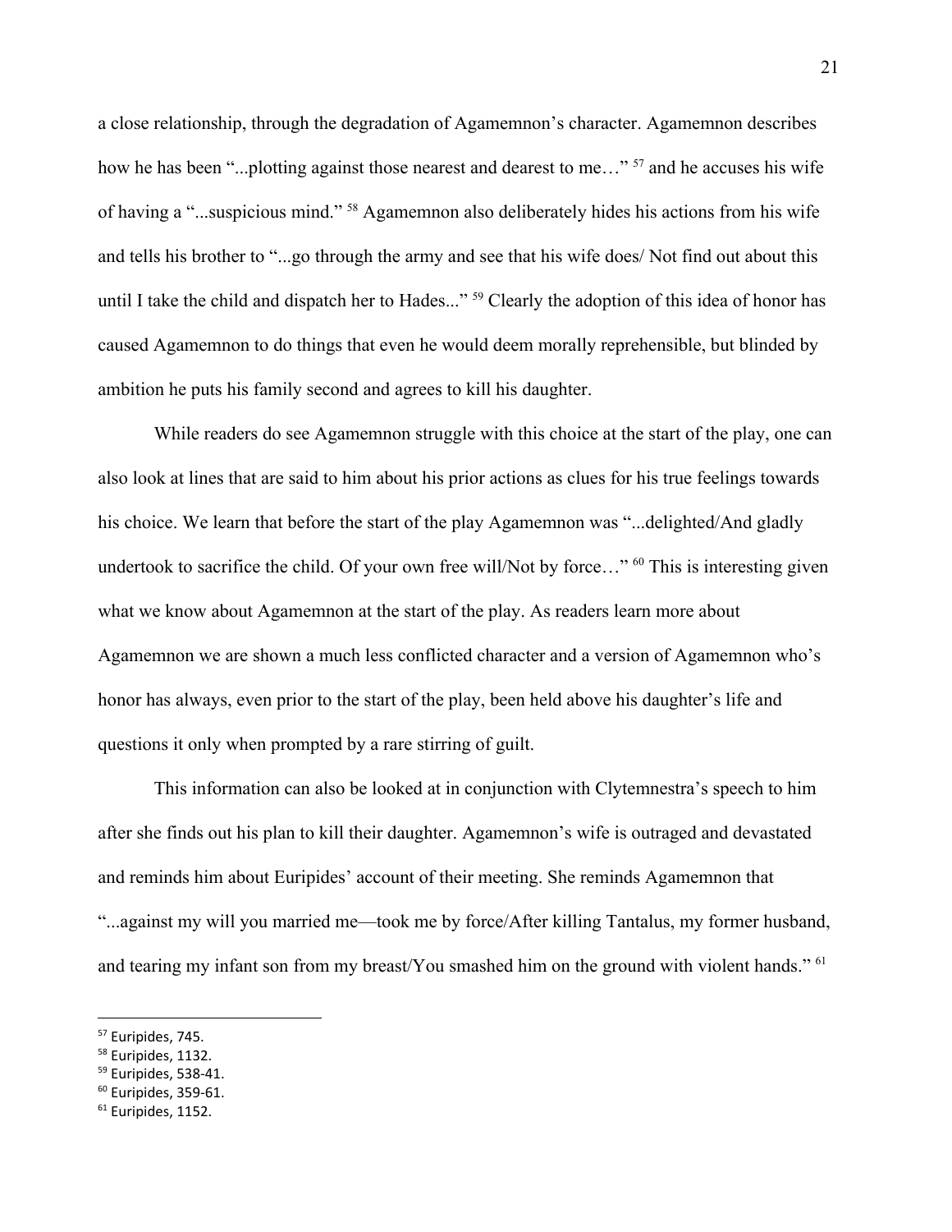a close relationship, through the degradation of Agamemnon's character. Agamemnon describes how he has been "...plotting against those nearest and dearest to me…" [57] and he accuses his wife of having a "...suspicious mind." [58] Agamemnon also deliberately hides his actions from his wife and tells his brother to "...go through the army and see that his wife does/ Not find out about this until I take the child and dispatch her to Hades..." [59] Clearly the adoption of this idea of honor has caused Agamemnon to do things that even he would deem morally reprehensible, but blinded by ambition he puts his family second and agrees to kill his daughter.

While readers do see Agamemnon struggle with this choice at the start of the play, one can also look at lines that are said to him about his prior actions as clues for his true feelings towards his choice. We learn that before the start of the play Agamemnon was "...delighted/And gladly undertook to sacrifice the child. Of your own free will/Not by force…" [60] This is interesting given what we know about Agamemnon at the start of the play. As readers learn more about Agamemnon we are shown a much less conflicted character and a version of Agamemnon who's honor has always, even prior to the start of the play, been held above his daughter's life and questions it only when prompted by a rare stirring of guilt.

This information can also be looked at in conjunction with Clytemnestra's speech to him after she finds out his plan to kill their daughter. Agamemnon's wife is outraged and devastated and reminds him about Euripides' account of their meeting. She reminds Agamemnon that "...against my will you married me—took me by force/After killing Tantalus, my former husband, and tearing my infant son from my breast/You smashed him on the ground with violent hands." [61]

---

[57] Euripides, 745.
[58] Euripides, 1132.
[59] Euripides, 538-41.
[60] Euripides, 359-61.
[61] Euripides, 1152.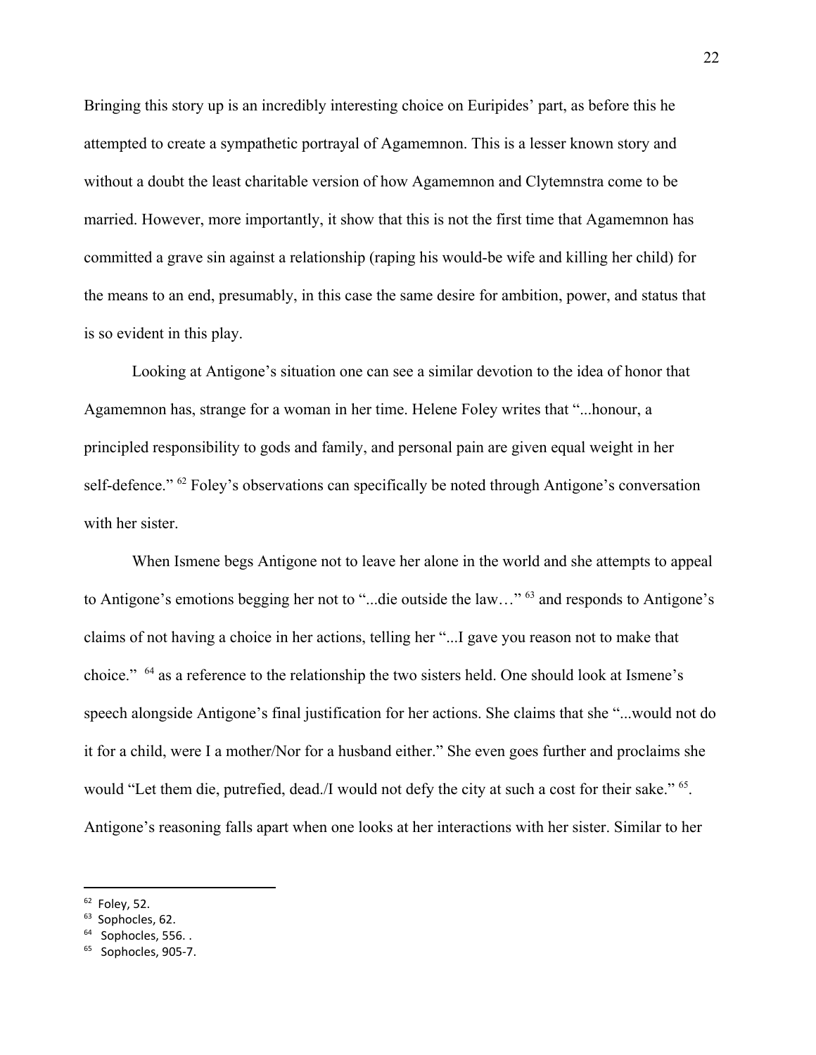Bringing this story up is an incredibly interesting choice on Euripides' part, as before this he attempted to create a sympathetic portrayal of Agamemnon. This is a lesser known story and without a doubt the least charitable version of how Agamemnon and Clytemnstra come to be married. However, more importantly, it show that this is not the first time that Agamemnon has committed a grave sin against a relationship (raping his would-be wife and killing her child) for the means to an end, presumably, in this case the same desire for ambition, power, and status that is so evident in this play.

Looking at Antigone's situation one can see a similar devotion to the idea of honor that Agamemnon has, strange for a woman in her time. Helene Foley writes that "...honour, a principled responsibility to gods and family, and personal pain are given equal weight in her self-defence." [62] Foley's observations can specifically be noted through Antigone's conversation with her sister.

When Ismene begs Antigone not to leave her alone in the world and she attempts to appeal to Antigone's emotions begging her not to "...die outside the law…" [63] and responds to Antigone's claims of not having a choice in her actions, telling her "...I gave you reason not to make that choice." [64] as a reference to the relationship the two sisters held. One should look at Ismene's speech alongside Antigone's final justification for her actions. She claims that she "...would not do it for a child, were I a mother/Nor for a husband either." She even goes further and proclaims she would "Let them die, putrefied, dead./I would not defy the city at such a cost for their sake." [65]. Antigone's reasoning falls apart when one looks at her interactions with her sister. Similar to her

---

[62] Foley, 52.

[63] Sophocles, 62.

[64] Sophocles, 556. .

[65] Sophocles, 905-7.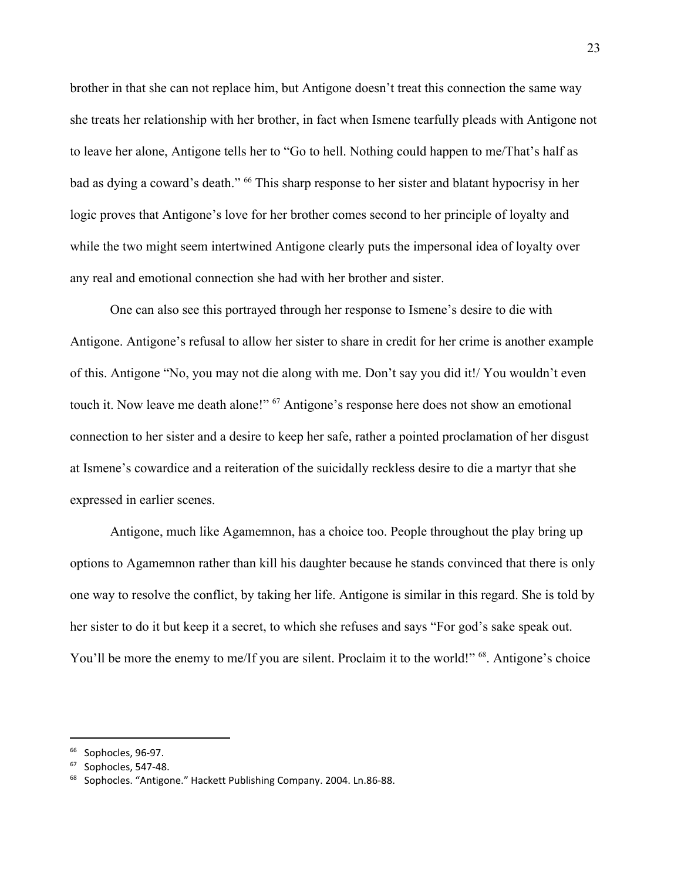brother in that she can not replace him, but Antigone doesn't treat this connection the same way she treats her relationship with her brother, in fact when Ismene tearfully pleads with Antigone not to leave her alone, Antigone tells her to "Go to hell. Nothing could happen to me/That's half as bad as dying a coward's death." [66] This sharp response to her sister and blatant hypocrisy in her logic proves that Antigone's love for her brother comes second to her principle of loyalty and while the two might seem intertwined Antigone clearly puts the impersonal idea of loyalty over any real and emotional connection she had with her brother and sister.

One can also see this portrayed through her response to Ismene's desire to die with Antigone. Antigone's refusal to allow her sister to share in credit for her crime is another example of this. Antigone "No, you may not die along with me. Don't say you did it!/ You wouldn't even touch it. Now leave me death alone!" [67] Antigone's response here does not show an emotional connection to her sister and a desire to keep her safe, rather a pointed proclamation of her disgust at Ismene's cowardice and a reiteration of the suicidally reckless desire to die a martyr that she expressed in earlier scenes.

Antigone, much like Agamemnon, has a choice too. People throughout the play bring up options to Agamemnon rather than kill his daughter because he stands convinced that there is only one way to resolve the conflict, by taking her life. Antigone is similar in this regard. She is told by her sister to do it but keep it a secret, to which she refuses and says "For god's sake speak out. You'll be more the enemy to me/If you are silent. Proclaim it to the world!" [68]. Antigone's choice

---

[66] Sophocles, 96-97.

[67] Sophocles, 547-48.

[68] Sophocles. "Antigone." Hackett Publishing Company. 2004. Ln.86-88.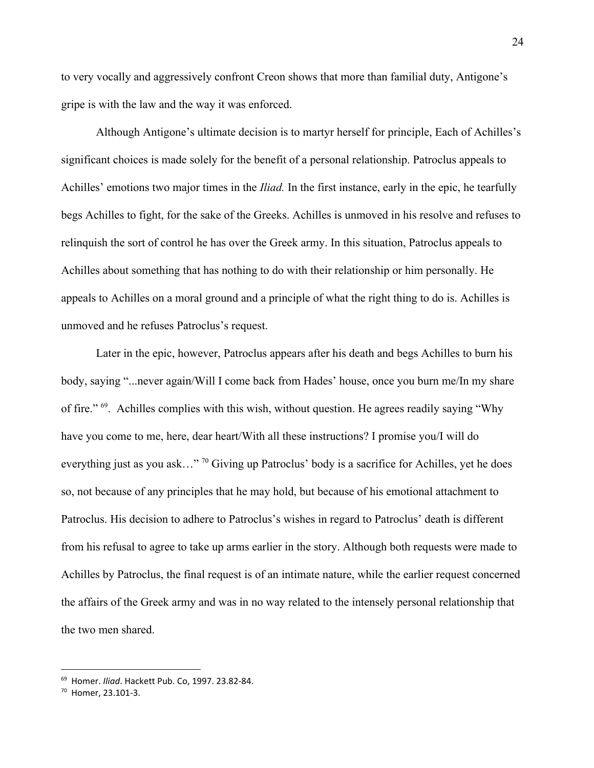to very vocally and aggressively confront Creon shows that more than familial duty, Antigone's gripe is with the law and the way it was enforced.

Although Antigone's ultimate decision is to martyr herself for principle, Each of Achilles's significant choices is made solely for the benefit of a personal relationship. Patroclus appeals to Achilles' emotions two major times in the *Iliad.* In the first instance, early in the epic, he tearfully begs Achilles to fight, for the sake of the Greeks. Achilles is unmoved in his resolve and refuses to relinquish the sort of control he has over the Greek army. In this situation, Patroclus appeals to Achilles about something that has nothing to do with their relationship or him personally. He appeals to Achilles on a moral ground and a principle of what the right thing to do is. Achilles is unmoved and he refuses Patroclus's request.

Later in the epic, however, Patroclus appears after his death and begs Achilles to burn his body, saying "...never again/Will I come back from Hades' house, once you burn me/In my share of fire." [69]. Achilles complies with this wish, without question. He agrees readily saying "Why have you come to me, here, dear heart/With all these instructions? I promise you/I will do everything just as you ask…" [70] Giving up Patroclus' body is a sacrifice for Achilles, yet he does so, not because of any principles that he may hold, but because of his emotional attachment to Patroclus. His decision to adhere to Patroclus's wishes in regard to Patroclus' death is different from his refusal to agree to take up arms earlier in the story. Although both requests were made to Achilles by Patroclus, the final request is of an intimate nature, while the earlier request concerned the affairs of the Greek army and was in no way related to the intensely personal relationship that the two men shared.

---

[69] Homer. *Iliad*. Hackett Pub. Co, 1997. 23.82-84.

[70] Homer, 23.101-3.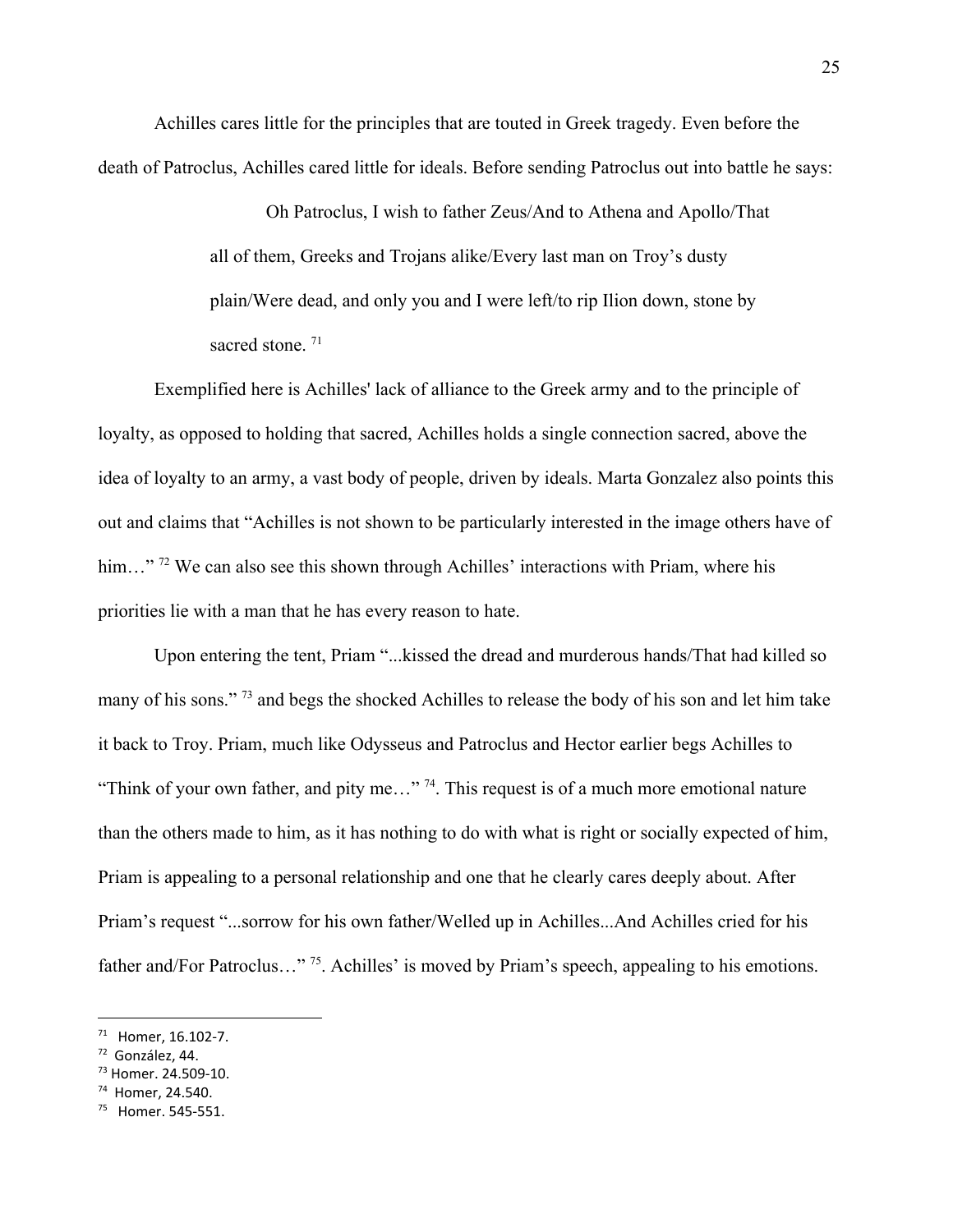Achilles cares little for the principles that are touted in Greek tragedy. Even before the death of Patroclus, Achilles cared little for ideals. Before sending Patroclus out into battle he says:

> Oh Patroclus, I wish to father Zeus/And to Athena and Apollo/That all of them, Greeks and Trojans alike/Every last man on Troy's dusty plain/Were dead, and only you and I were left/to rip Ilion down, stone by sacred stone. [71]

Exemplified here is Achilles' lack of alliance to the Greek army and to the principle of loyalty, as opposed to holding that sacred, Achilles holds a single connection sacred, above the idea of loyalty to an army, a vast body of people, driven by ideals. Marta Gonzalez also points this out and claims that "Achilles is not shown to be particularly interested in the image others have of him…" [72] We can also see this shown through Achilles' interactions with Priam, where his priorities lie with a man that he has every reason to hate.

Upon entering the tent, Priam "...kissed the dread and murderous hands/That had killed so many of his sons." [73] and begs the shocked Achilles to release the body of his son and let him take it back to Troy. Priam, much like Odysseus and Patroclus and Hector earlier begs Achilles to "Think of your own father, and pity me…" [74]. This request is of a much more emotional nature than the others made to him, as it has nothing to do with what is right or socially expected of him, Priam is appealing to a personal relationship and one that he clearly cares deeply about. After Priam's request "...sorrow for his own father/Welled up in Achilles...And Achilles cried for his father and/For Patroclus…" [75]. Achilles' is moved by Priam's speech, appealing to his emotions.

---

[71] Homer, 16.102-7.

[72] González, 44.

[73] Homer. 24.509-10.

[74] Homer, 24.540.

[75] Homer. 545-551.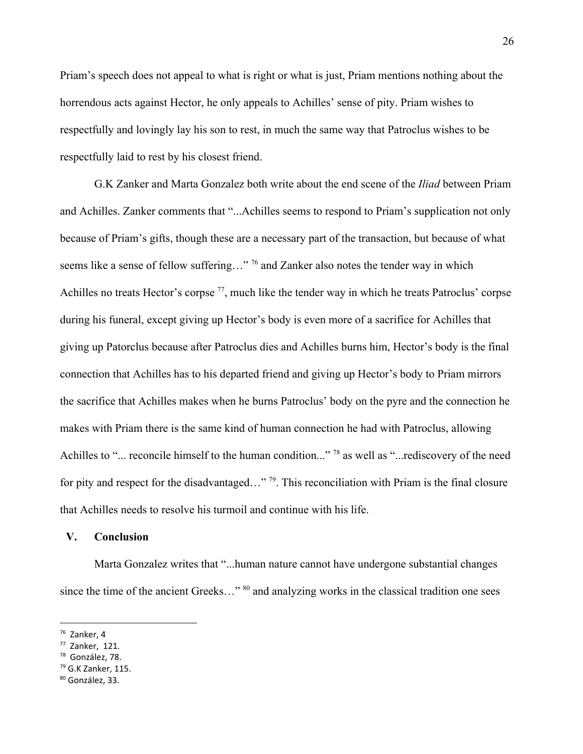Priam's speech does not appeal to what is right or what is just, Priam mentions nothing about the horrendous acts against Hector, he only appeals to Achilles' sense of pity. Priam wishes to respectfully and lovingly lay his son to rest, in much the same way that Patroclus wishes to be respectfully laid to rest by his closest friend.

G.K Zanker and Marta Gonzalez both write about the end scene of the *Iliad* between Priam and Achilles. Zanker comments that "...Achilles seems to respond to Priam's supplication not only because of Priam's gifts, though these are a necessary part of the transaction, but because of what seems like a sense of fellow suffering…" [76] and Zanker also notes the tender way in which Achilles no treats Hector's corpse [77], much like the tender way in which he treats Patroclus' corpse during his funeral, except giving up Hector's body is even more of a sacrifice for Achilles that giving up Patorclus because after Patroclus dies and Achilles burns him, Hector's body is the final connection that Achilles has to his departed friend and giving up Hector's body to Priam mirrors the sacrifice that Achilles makes when he burns Patroclus' body on the pyre and the connection he makes with Priam there is the same kind of human connection he had with Patroclus, allowing Achilles to "... reconcile himself to the human condition..." [78] as well as "...rediscovery of the need for pity and respect for the disadvantaged…" [79]. This reconciliation with Priam is the final closure that Achilles needs to resolve his turmoil and continue with his life.

## V. Conclusion

Marta Gonzalez writes that "...human nature cannot have undergone substantial changes since the time of the ancient Greeks…" [80] and analyzing works in the classical tradition one sees

---

[76] Zanker, 4

[77] Zanker, 121.

[78] González, 78.

[79] G.K Zanker, 115.

[80] González, 33.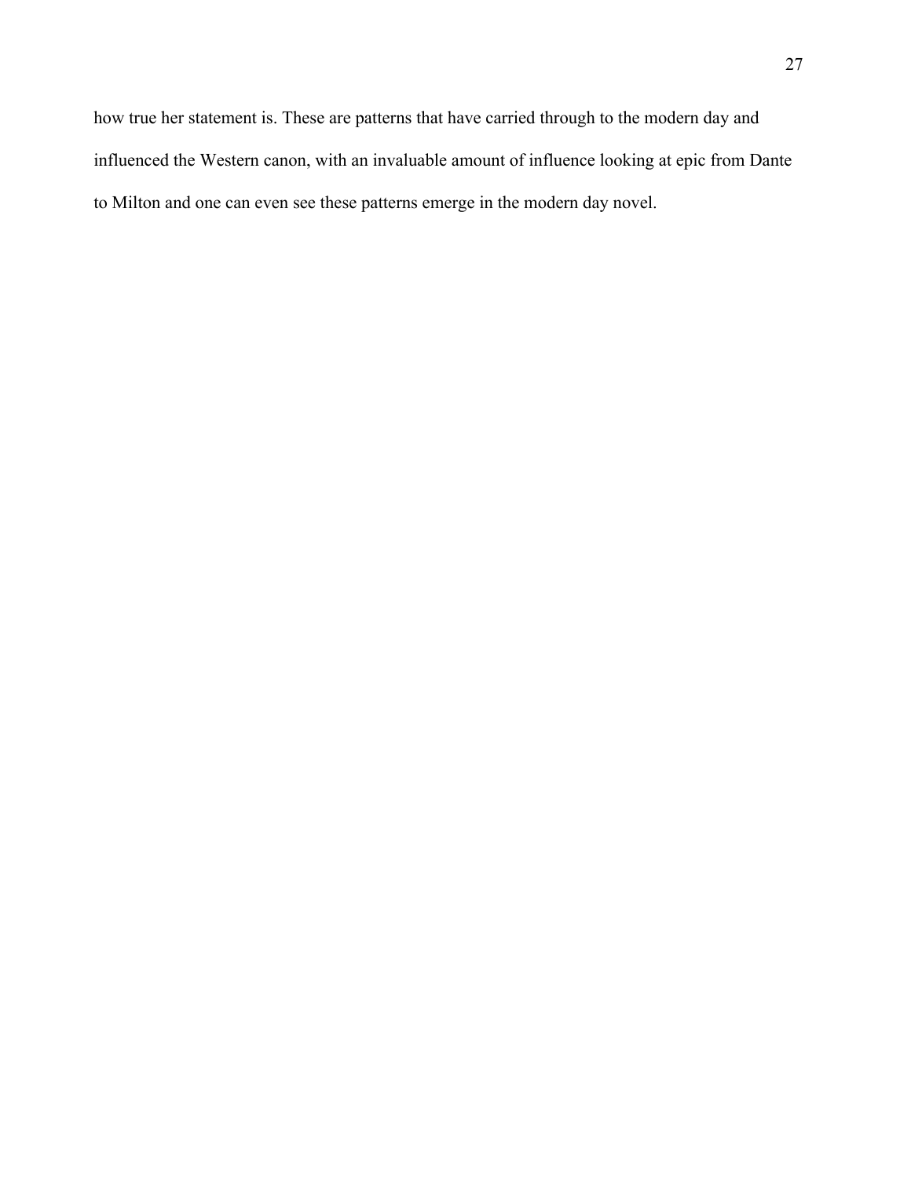how true her statement is. These are patterns that have carried through to the modern day and influenced the Western canon, with an invaluable amount of influence looking at epic from Dante to Milton and one can even see these patterns emerge in the modern day novel.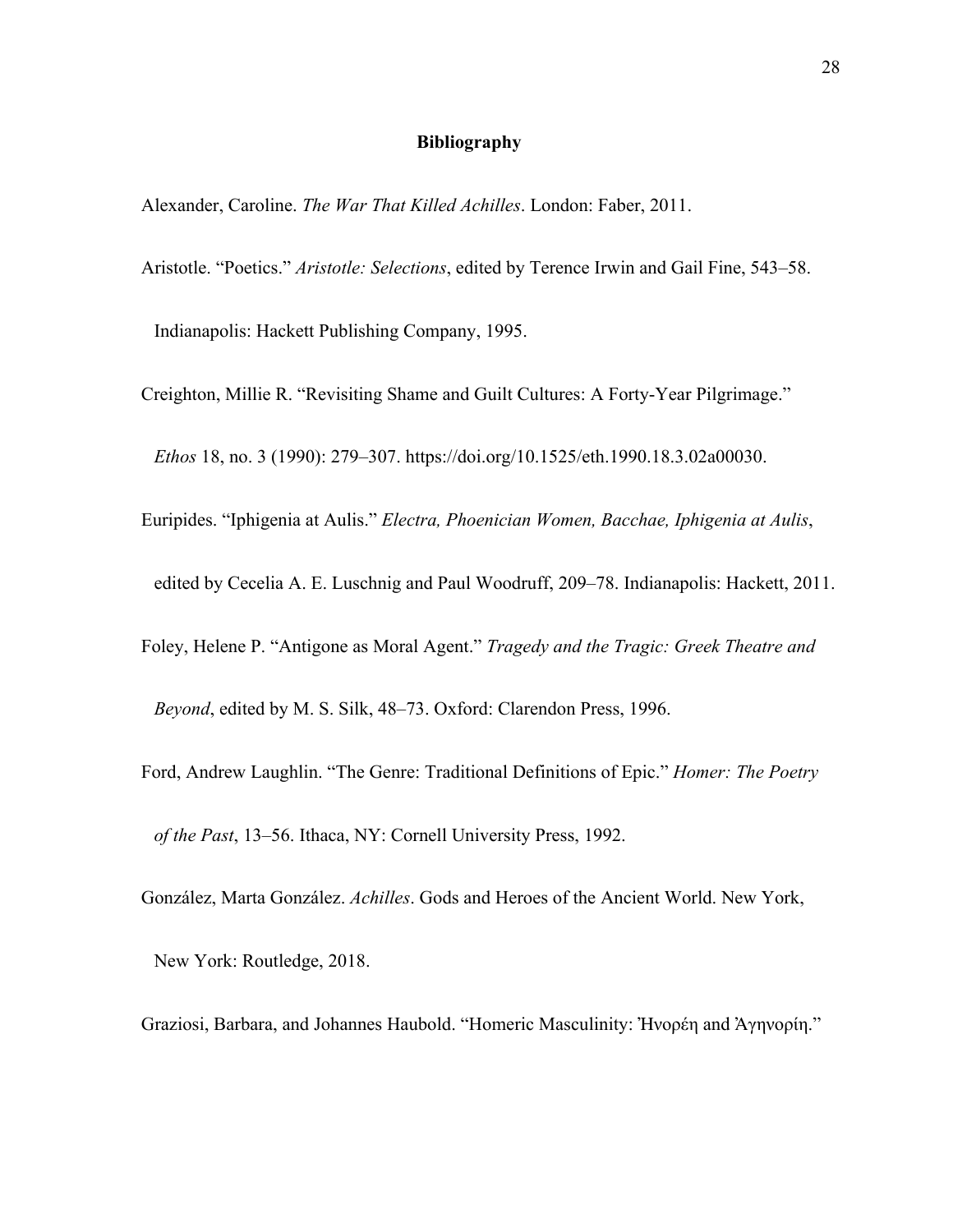**Bibliography**

Alexander, Caroline. *The War That Killed Achilles*. London: Faber, 2011.

Aristotle. "Poetics." *Aristotle: Selections*, edited by Terence Irwin and Gail Fine, 543–58. Indianapolis: Hackett Publishing Company, 1995.

Creighton, Millie R. "Revisiting Shame and Guilt Cultures: A Forty-Year Pilgrimage." *Ethos* 18, no. 3 (1990): 279–307. https://doi.org/10.1525/eth.1990.18.3.02a00030.

Euripides. "Iphigenia at Aulis." *Electra, Phoenician Women, Bacchae, Iphigenia at Aulis*, edited by Cecelia A. E. Luschnig and Paul Woodruff, 209–78. Indianapolis: Hackett, 2011.

Foley, Helene P. "Antigone as Moral Agent." *Tragedy and the Tragic: Greek Theatre and Beyond*, edited by M. S. Silk, 48–73. Oxford: Clarendon Press, 1996.

Ford, Andrew Laughlin. "The Genre: Traditional Definitions of Epic." *Homer: The Poetry of the Past*, 13–56. Ithaca, NY: Cornell University Press, 1992.

González, Marta González. *Achilles*. Gods and Heroes of the Ancient World. New York, New York: Routledge, 2018.

Graziosi, Barbara, and Johannes Haubold. "Homeric Masculinity: Ἠνορέη and Ἀγηνορίη."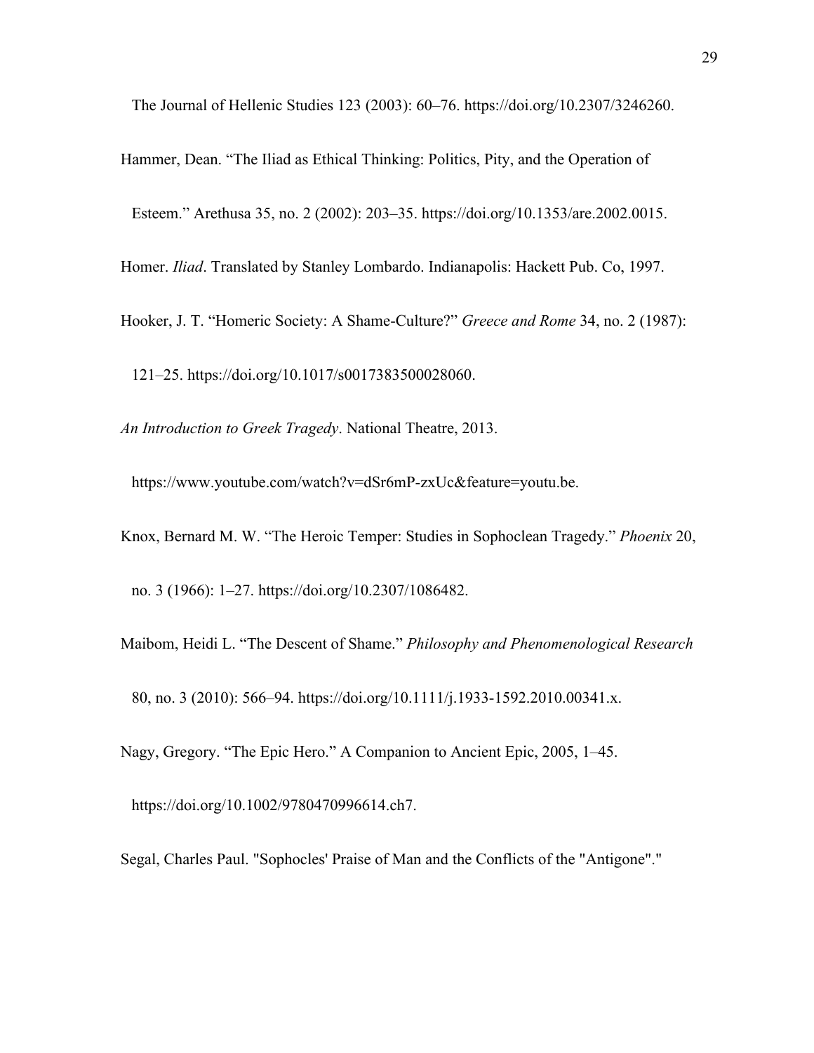The Journal of Hellenic Studies 123 (2003): 60–76. https://doi.org/10.2307/3246260.

Hammer, Dean. “The Iliad as Ethical Thinking: Politics, Pity, and the Operation of Esteem.” Arethusa 35, no. 2 (2002): 203–35. https://doi.org/10.1353/are.2002.0015.

Homer. *Iliad*. Translated by Stanley Lombardo. Indianapolis: Hackett Pub. Co, 1997.

Hooker, J. T. “Homeric Society: A Shame-Culture?” *Greece and Rome* 34, no. 2 (1987): 121–25. https://doi.org/10.1017/s0017383500028060.

*An Introduction to Greek Tragedy*. National Theatre, 2013. https://www.youtube.com/watch?v=dSr6mP-zxUc&feature=youtu.be.

Knox, Bernard M. W. “The Heroic Temper: Studies in Sophoclean Tragedy.” *Phoenix* 20, no. 3 (1966): 1–27. https://doi.org/10.2307/1086482.

Maibom, Heidi L. “The Descent of Shame.” *Philosophy and Phenomenological Research* 80, no. 3 (2010): 566–94. https://doi.org/10.1111/j.1933-1592.2010.00341.x.

Nagy, Gregory. “The Epic Hero.” A Companion to Ancient Epic, 2005, 1–45. https://doi.org/10.1002/9780470996614.ch7.

Segal, Charles Paul. "Sophocles' Praise of Man and the Conflicts of the "Antigone"."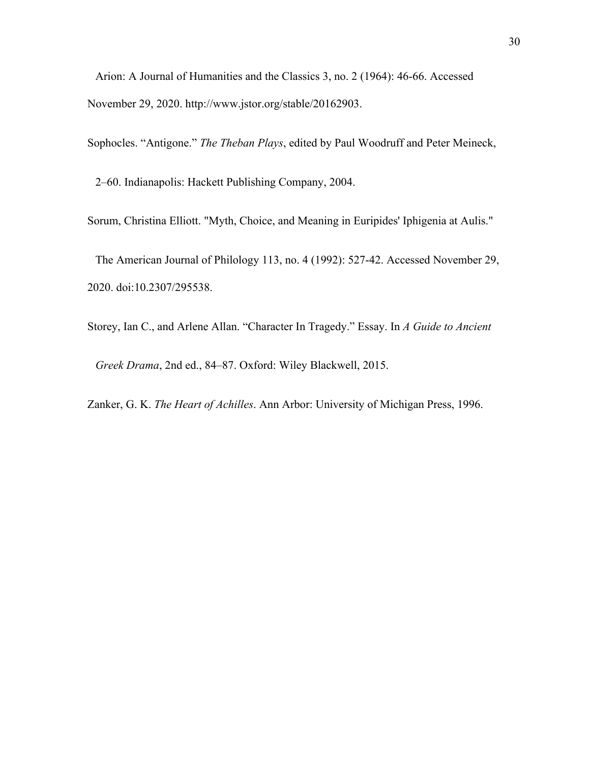Arion: A Journal of Humanities and the Classics 3, no. 2 (1964): 46-66. Accessed November 29, 2020. http://www.jstor.org/stable/20162903.

Sophocles. "Antigone." *The Theban Plays*, edited by Paul Woodruff and Peter Meineck, 2–60. Indianapolis: Hackett Publishing Company, 2004.

Sorum, Christina Elliott. "Myth, Choice, and Meaning in Euripides' Iphigenia at Aulis." The American Journal of Philology 113, no. 4 (1992): 527-42. Accessed November 29, 2020. doi:10.2307/295538.

Storey, Ian C., and Arlene Allan. "Character In Tragedy." Essay. In *A Guide to Ancient Greek Drama*, 2nd ed., 84–87. Oxford: Wiley Blackwell, 2015.

Zanker, G. K. *The Heart of Achilles*. Ann Arbor: University of Michigan Press, 1996.